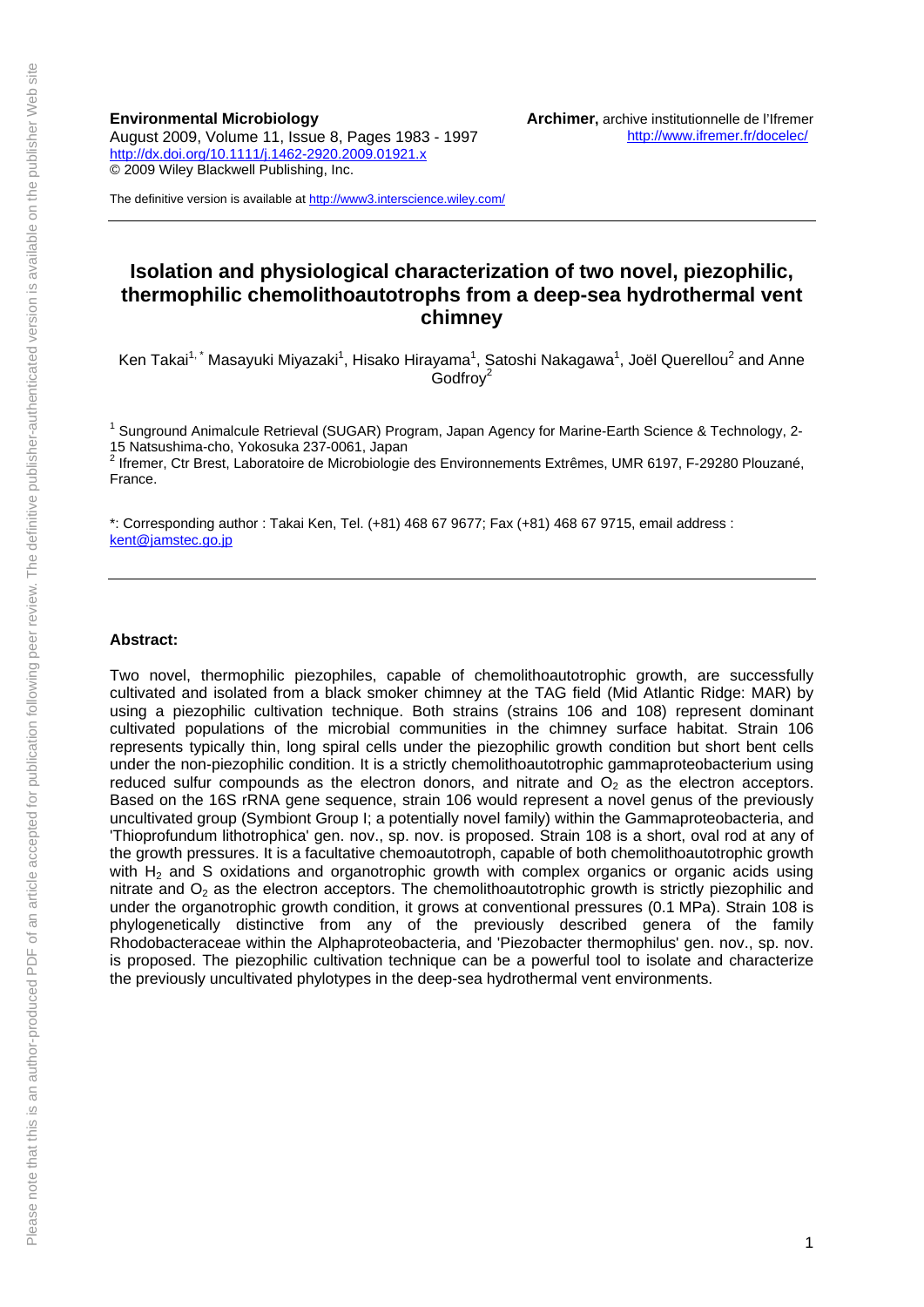**Environmental Microbiology**
August 2009, Volume 11, Issue 8, Pages 1983 - 1997
http://dx.doi.org/10.1111/j.1462-2920.2009.01921.x
© 2009 Wiley Blackwell Publishing, Inc.

**Archimer,** archive institutionnelle de l'Ifremer
http://www.ifremer.fr/docelec/

The definitive version is available at http://www3.interscience.wiley.com/

# Isolation and physiological characterization of two novel, piezophilic, thermophilic chemolithoautotrophs from a deep-sea hydrothermal vent chimney

Ken Takai[1,*] Masayuki Miyazaki[1], Hisako Hirayama[1], Satoshi Nakagawa[1], Joël Querellou[2] and Anne Godfroy[2]

[1] Sunground Animalcule Retrieval (SUGAR) Program, Japan Agency for Marine-Earth Science & Technology, 2-15 Natsushima-cho, Yokosuka 237-0061, Japan
[2] Ifremer, Ctr Brest, Laboratoire de Microbiologie des Environnements Extrêmes, UMR 6197, F-29280 Plouzané, France.

*: Corresponding author : Takai Ken, Tel. (+81) 468 67 9677; Fax (+81) 468 67 9715, email address : kent@jamstec.go.jp

**Abstract:**

Two novel, thermophilic piezophiles, capable of chemolithoautotrophic growth, are successfully cultivated and isolated from a black smoker chimney at the TAG field (Mid Atlantic Ridge: MAR) by using a piezophilic cultivation technique. Both strains (strains 106 and 108) represent dominant cultivated populations of the microbial communities in the chimney surface habitat. Strain 106 represents typically thin, long spiral cells under the piezophilic growth condition but short bent cells under the non-piezophilic condition. It is a strictly chemolithoautotrophic gammaproteobacterium using reduced sulfur compounds as the electron donors, and nitrate and $O_2$ as the electron acceptors. Based on the 16S rRNA gene sequence, strain 106 would represent a novel genus of the previously uncultivated group (Symbiont Group I; a potentially novel family) within the Gammaproteobacteria, and 'Thioprofundum lithotrophica' gen. nov., sp. nov. is proposed. Strain 108 is a short, oval rod at any of the growth pressures. It is a facultative chemoautotroph, capable of both chemolithoautotrophic growth with $H_2$ and S oxidations and organotrophic growth with complex organics or organic acids using nitrate and $O_2$ as the electron acceptors. The chemolithoautotrophic growth is strictly piezophilic and under the organotrophic growth condition, it grows at conventional pressures (0.1 MPa). Strain 108 is phylogenetically distinctive from any of the previously described genera of the family Rhodobacteraceae within the Alphaproteobacteria, and 'Piezobacter thermophilus' gen. nov., sp. nov. is proposed. The piezophilic cultivation technique can be a powerful tool to isolate and characterize the previously uncultivated phylotypes in the deep-sea hydrothermal vent environments.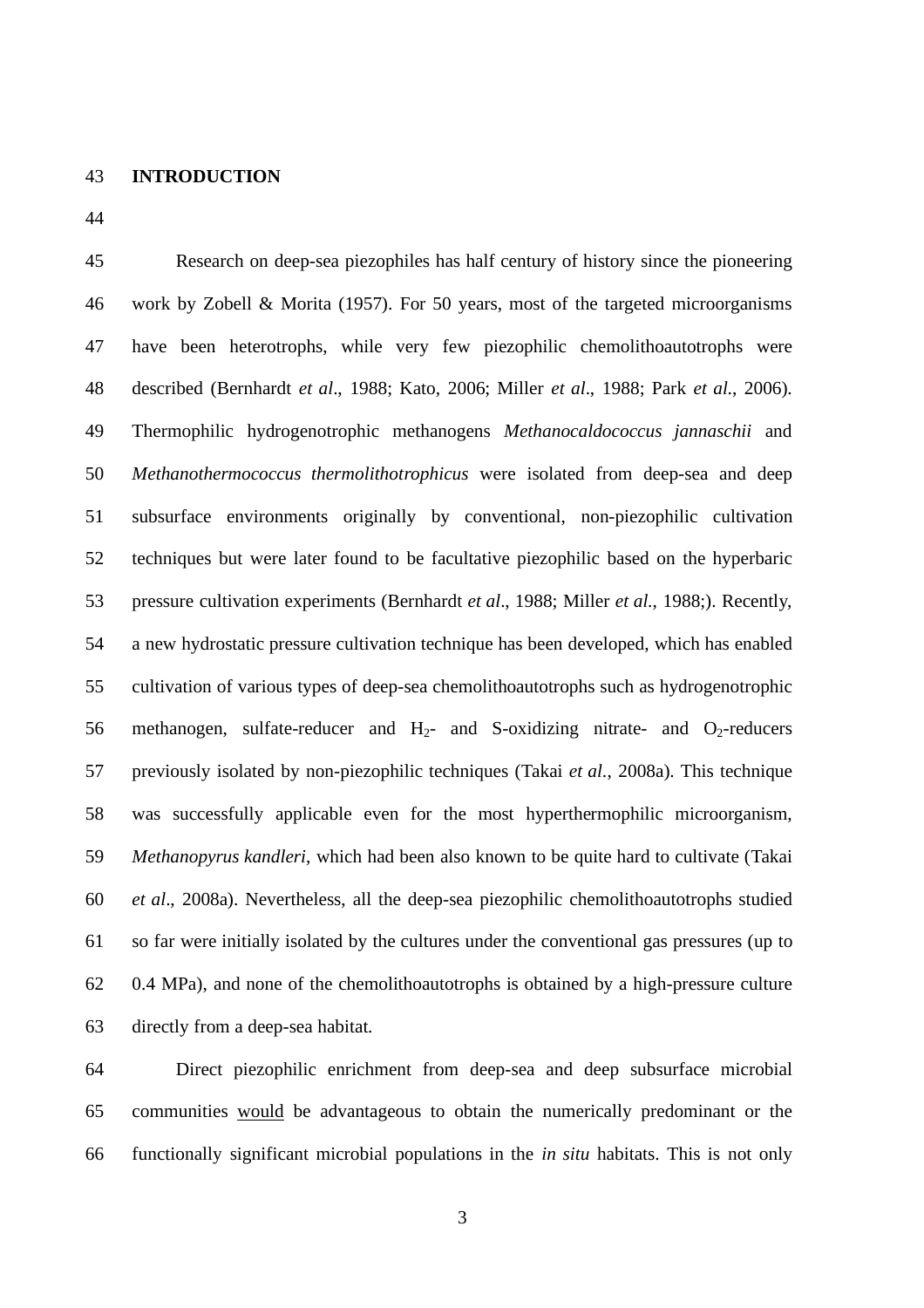## INTRODUCTION

Research on deep-sea piezophiles has half century of history since the pioneering work by Zobell & Morita (1957). For 50 years, most of the targeted microorganisms have been heterotrophs, while very few piezophilic chemolithoautotrophs were described (Bernhardt *et al*., 1988; Kato, 2006; Miller *et al*., 1988; Park *et al.*, 2006). Thermophilic hydrogenotrophic methanogens *Methanocaldococcus jannaschii* and *Methanothermococcus thermolithotrophicus* were isolated from deep-sea and deep subsurface environments originally by conventional, non-piezophilic cultivation techniques but were later found to be facultative piezophilic based on the hyperbaric pressure cultivation experiments (Bernhardt *et al*., 1988; Miller *et al.*, 1988;). Recently, a new hydrostatic pressure cultivation technique has been developed, which has enabled cultivation of various types of deep-sea chemolithoautotrophs such as hydrogenotrophic methanogen, sulfate-reducer and $H_2$- and S-oxidizing nitrate- and $O_2$-reducers previously isolated by non-piezophilic techniques (Takai *et al.*, 2008a). This technique was successfully applicable even for the most hyperthermophilic microorganism, *Methanopyrus kandleri*, which had been also known to be quite hard to cultivate (Takai *et al*., 2008a). Nevertheless, all the deep-sea piezophilic chemolithoautotrophs studied so far were initially isolated by the cultures under the conventional gas pressures (up to 0.4 MPa), and none of the chemolithoautotrophs is obtained by a high-pressure culture directly from a deep-sea habitat.

Direct piezophilic enrichment from deep-sea and deep subsurface microbial communities <u>would</u> be advantageous to obtain the numerically predominant or the functionally significant microbial populations in the *in situ* habitats. This is not only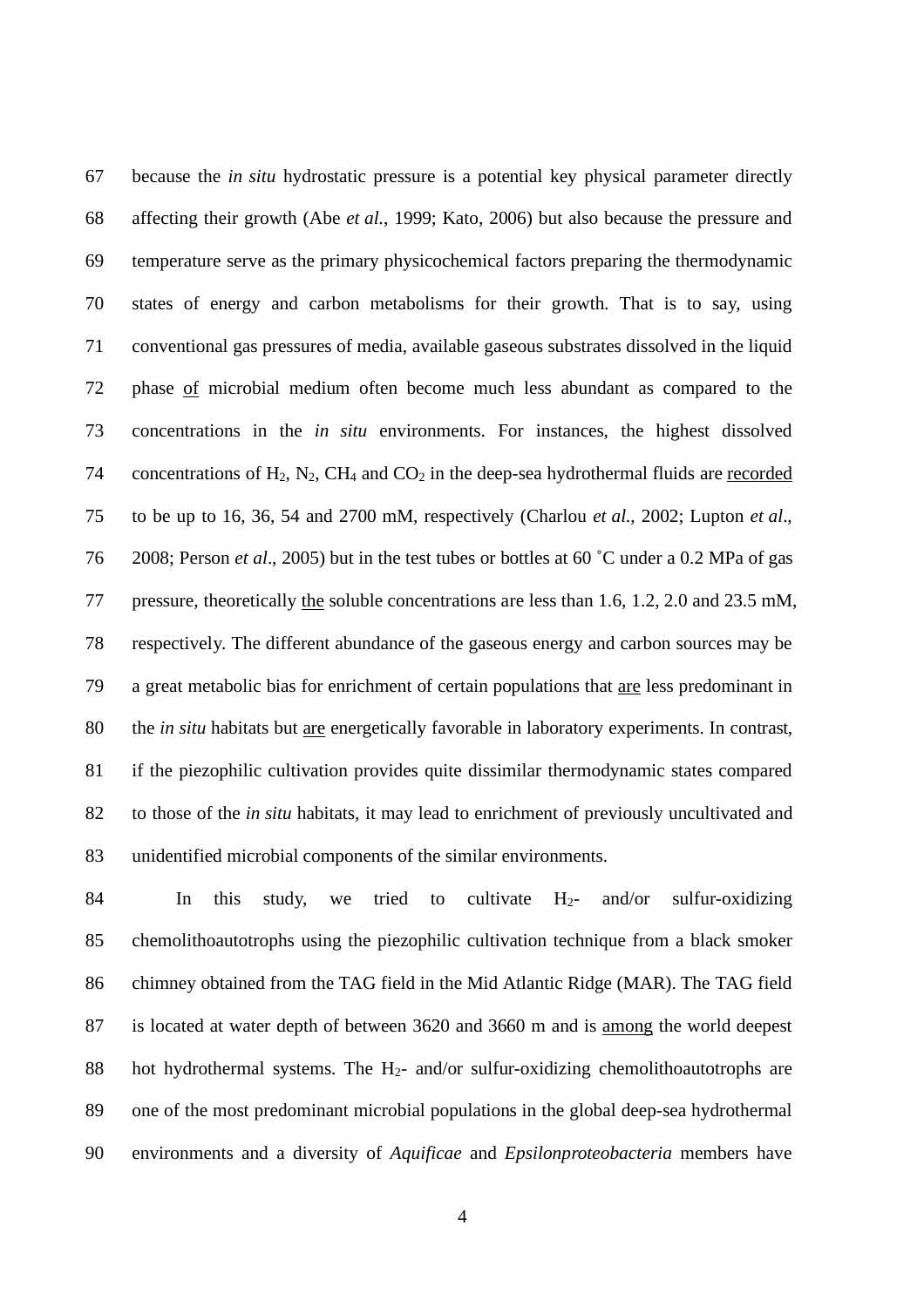because the *in situ* hydrostatic pressure is a potential key physical parameter directly affecting their growth (Abe *et al.*, 1999; Kato, 2006) but also because the pressure and temperature serve as the primary physicochemical factors preparing the thermodynamic states of energy and carbon metabolisms for their growth. That is to say, using conventional gas pressures of media, available gaseous substrates dissolved in the liquid phase of microbial medium often become much less abundant as compared to the concentrations in the *in situ* environments. For instances, the highest dissolved concentrations of $H_2$, $N_2$, $CH_4$ and $CO_2$ in the deep-sea hydrothermal fluids are recorded to be up to 16, 36, 54 and 2700 mM, respectively (Charlou *et al.*, 2002; Lupton *et al*., 2008; Person *et al*., 2005) but in the test tubes or bottles at 60 ˚C under a 0.2 MPa of gas pressure, theoretically the soluble concentrations are less than 1.6, 1.2, 2.0 and 23.5 mM, respectively. The different abundance of the gaseous energy and carbon sources may be a great metabolic bias for enrichment of certain populations that are less predominant in the *in situ* habitats but are energetically favorable in laboratory experiments. In contrast, if the piezophilic cultivation provides quite dissimilar thermodynamic states compared to those of the *in situ* habitats, it may lead to enrichment of previously uncultivated and unidentified microbial components of the similar environments.

In this study, we tried to cultivate $H_2$- and/or sulfur-oxidizing chemolithoautotrophs using the piezophilic cultivation technique from a black smoker chimney obtained from the TAG field in the Mid Atlantic Ridge (MAR). The TAG field is located at water depth of between 3620 and 3660 m and is among the world deepest hot hydrothermal systems. The $H_2$- and/or sulfur-oxidizing chemolithoautotrophs are one of the most predominant microbial populations in the global deep-sea hydrothermal environments and a diversity of *Aquificae* and *Epsilonproteobacteria* members have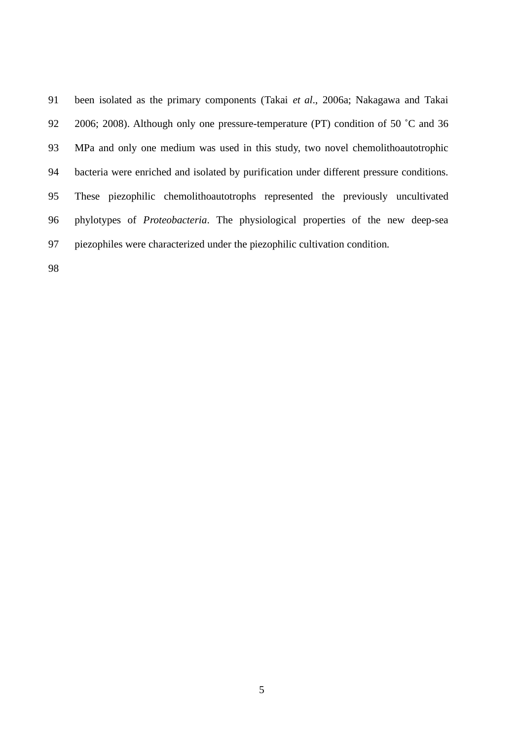been isolated as the primary components (Takai *et al*., 2006a; Nakagawa and Takai 2006; 2008). Although only one pressure-temperature (PT) condition of 50 ˚C and 36 MPa and only one medium was used in this study, two novel chemolithoautotrophic bacteria were enriched and isolated by purification under different pressure conditions. These piezophilic chemolithoautotrophs represented the previously uncultivated phylotypes of *Proteobacteria*. The physiological properties of the new deep-sea piezophiles were characterized under the piezophilic cultivation condition.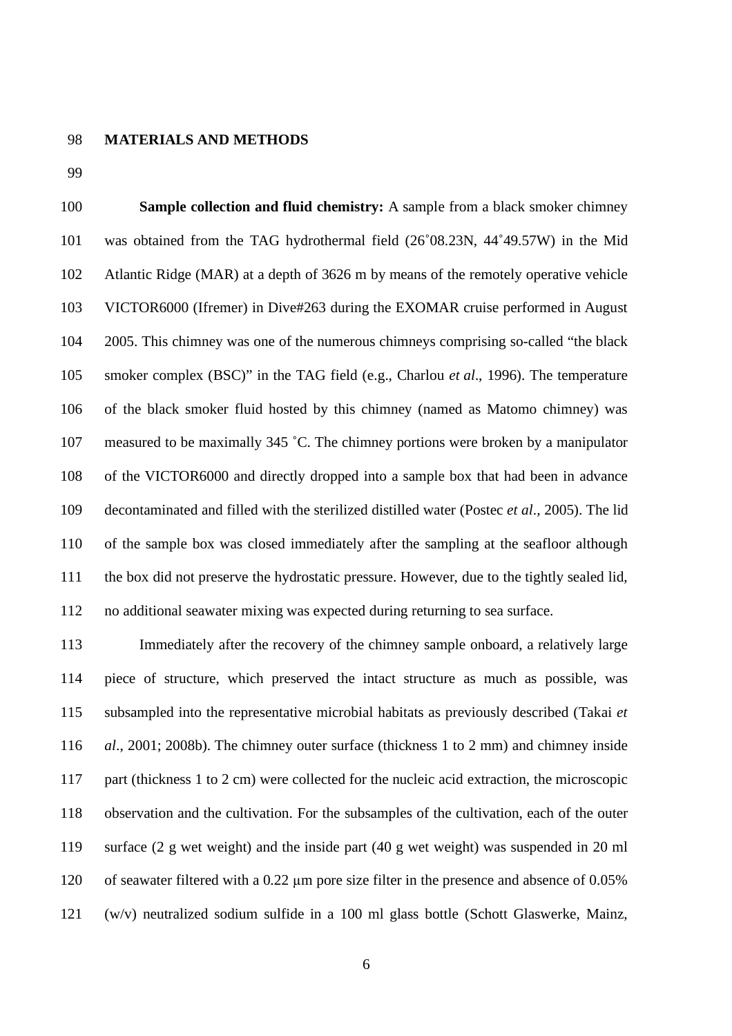## MATERIALS AND METHODS

**Sample collection and fluid chemistry:** A sample from a black smoker chimney was obtained from the TAG hydrothermal field (26˚08.23N, 44˚49.57W) in the Mid Atlantic Ridge (MAR) at a depth of 3626 m by means of the remotely operative vehicle VICTOR6000 (Ifremer) in Dive#263 during the EXOMAR cruise performed in August 2005. This chimney was one of the numerous chimneys comprising so-called "the black smoker complex (BSC)" in the TAG field (e.g., Charlou *et al*., 1996). The temperature of the black smoker fluid hosted by this chimney (named as Matomo chimney) was measured to be maximally 345 ˚C. The chimney portions were broken by a manipulator of the VICTOR6000 and directly dropped into a sample box that had been in advance decontaminated and filled with the sterilized distilled water (Postec *et al*., 2005). The lid of the sample box was closed immediately after the sampling at the seafloor although the box did not preserve the hydrostatic pressure. However, due to the tightly sealed lid, no additional seawater mixing was expected during returning to sea surface.

Immediately after the recovery of the chimney sample onboard, a relatively large piece of structure, which preserved the intact structure as much as possible, was subsampled into the representative microbial habitats as previously described (Takai *et al*., 2001; 2008b). The chimney outer surface (thickness 1 to 2 mm) and chimney inside part (thickness 1 to 2 cm) were collected for the nucleic acid extraction, the microscopic observation and the cultivation. For the subsamples of the cultivation, each of the outer surface (2 g wet weight) and the inside part (40 g wet weight) was suspended in 20 ml of seawater filtered with a 0.22 μm pore size filter in the presence and absence of 0.05% (w/v) neutralized sodium sulfide in a 100 ml glass bottle (Schott Glaswerke, Mainz,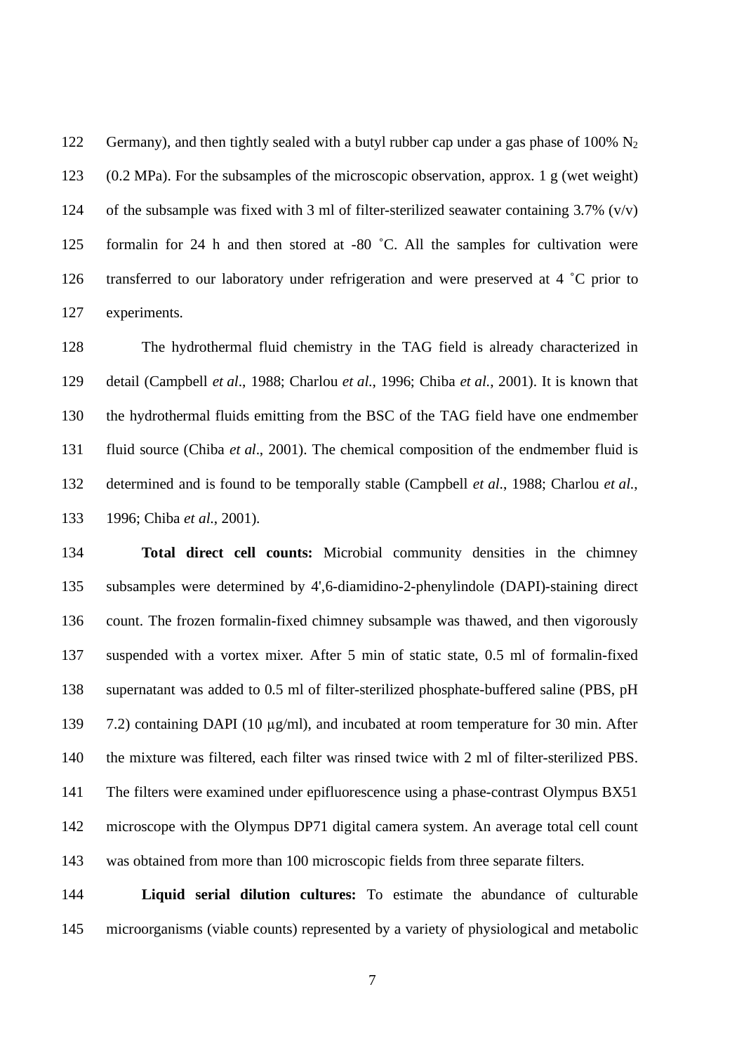Germany), and then tightly sealed with a butyl rubber cap under a gas phase of 100% $N_2$ (0.2 MPa). For the subsamples of the microscopic observation, approx. 1 g (wet weight) of the subsample was fixed with 3 ml of filter-sterilized seawater containing 3.7% (v/v) formalin for 24 h and then stored at -80 ˚C. All the samples for cultivation were transferred to our laboratory under refrigeration and were preserved at 4 ˚C prior to experiments.

The hydrothermal fluid chemistry in the TAG field is already characterized in detail (Campbell *et al*., 1988; Charlou *et al*., 1996; Chiba *et al*., 2001). It is known that the hydrothermal fluids emitting from the BSC of the TAG field have one endmember fluid source (Chiba *et al*., 2001). The chemical composition of the endmember fluid is determined and is found to be temporally stable (Campbell *et al*., 1988; Charlou *et al.*, 1996; Chiba *et al*., 2001).

**Total direct cell counts:** Microbial community densities in the chimney subsamples were determined by 4',6-diamidino-2-phenylindole (DAPI)-staining direct count. The frozen formalin-fixed chimney subsample was thawed, and then vigorously suspended with a vortex mixer. After 5 min of static state, 0.5 ml of formalin-fixed supernatant was added to 0.5 ml of filter-sterilized phosphate-buffered saline (PBS, pH 7.2) containing DAPI (10 μg/ml), and incubated at room temperature for 30 min. After the mixture was filtered, each filter was rinsed twice with 2 ml of filter-sterilized PBS. The filters were examined under epifluorescence using a phase-contrast Olympus BX51 microscope with the Olympus DP71 digital camera system. An average total cell count was obtained from more than 100 microscopic fields from three separate filters.

**Liquid serial dilution cultures:** To estimate the abundance of culturable microorganisms (viable counts) represented by a variety of physiological and metabolic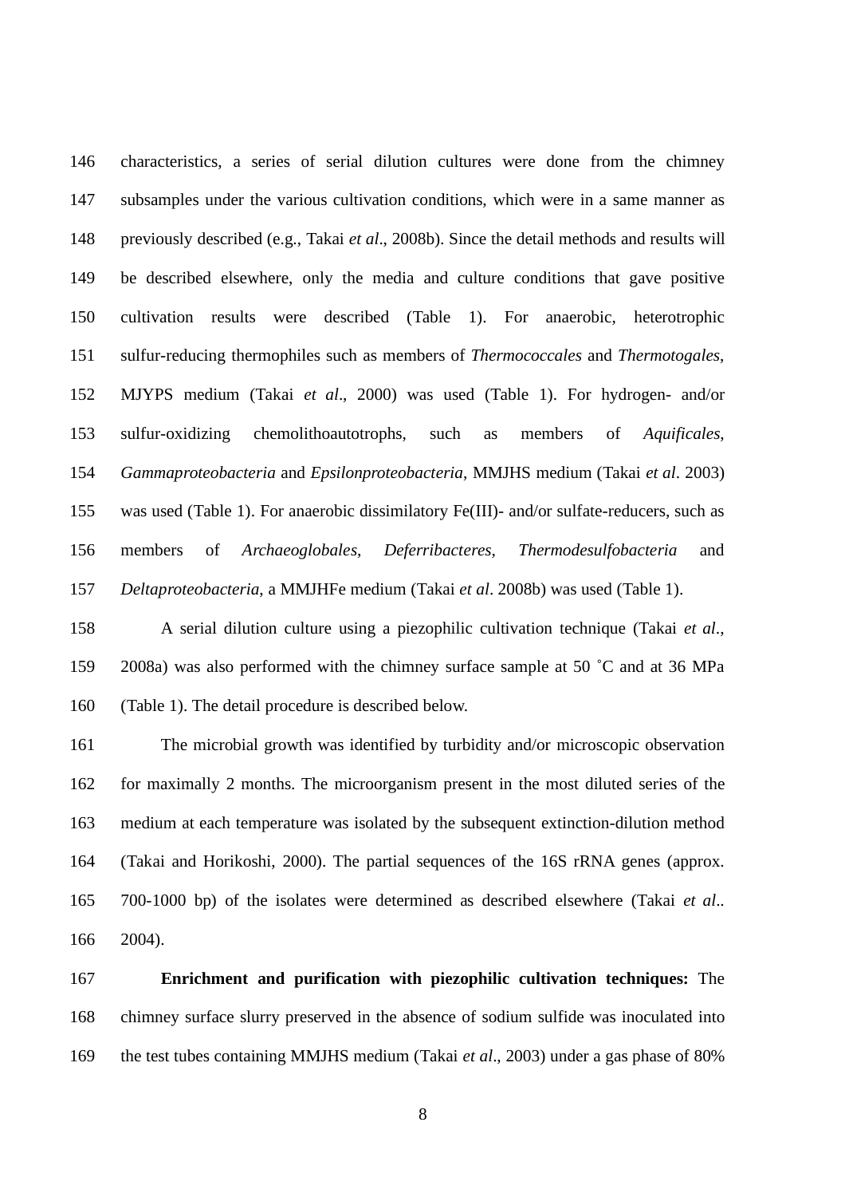characteristics, a series of serial dilution cultures were done from the chimney subsamples under the various cultivation conditions, which were in a same manner as previously described (e.g., Takai *et al*., 2008b). Since the detail methods and results will be described elsewhere, only the media and culture conditions that gave positive cultivation results were described (Table 1). For anaerobic, heterotrophic sulfur-reducing thermophiles such as members of *Thermococcales* and *Thermotogales*, MJYPS medium (Takai *et al*., 2000) was used (Table 1). For hydrogen- and/or sulfur-oxidizing chemolithoautotrophs, such as members of *Aquificales*, *Gammaproteobacteria* and *Epsilonproteobacteria*, MMJHS medium (Takai *et al*. 2003) was used (Table 1). For anaerobic dissimilatory Fe(III)- and/or sulfate-reducers, such as members of *Archaeoglobales*, *Deferribacteres*, *Thermodesulfobacteria* and *Deltaproteobacteria*, a MMJHFe medium (Takai *et al*. 2008b) was used (Table 1).

A serial dilution culture using a piezophilic cultivation technique (Takai *et al*., 2008a) was also performed with the chimney surface sample at 50 ˚C and at 36 MPa (Table 1). The detail procedure is described below.

The microbial growth was identified by turbidity and/or microscopic observation for maximally 2 months. The microorganism present in the most diluted series of the medium at each temperature was isolated by the subsequent extinction-dilution method (Takai and Horikoshi, 2000). The partial sequences of the 16S rRNA genes (approx. 700-1000 bp) of the isolates were determined as described elsewhere (Takai *et al*.. 2004).

**Enrichment and purification with piezophilic cultivation techniques:** The chimney surface slurry preserved in the absence of sodium sulfide was inoculated into the test tubes containing MMJHS medium (Takai *et al*., 2003) under a gas phase of 80%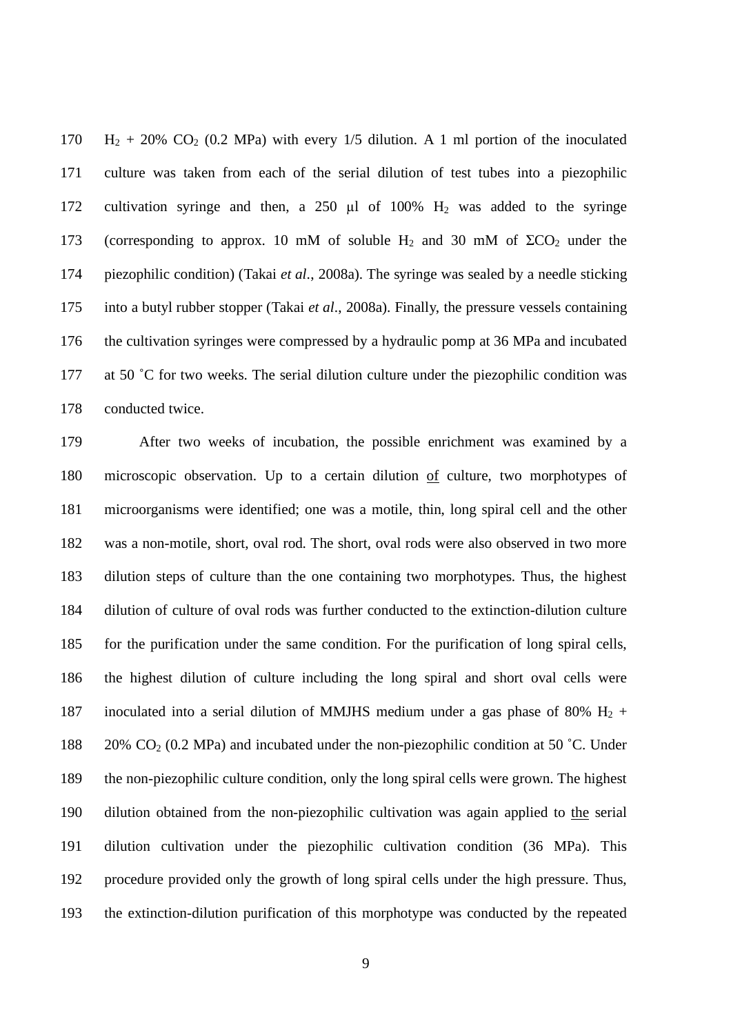$H_2$ + 20% $CO_2$ (0.2 MPa) with every 1/5 dilution. A 1 ml portion of the inoculated culture was taken from each of the serial dilution of test tubes into a piezophilic cultivation syringe and then, a 250 μl of 100% $H_2$ was added to the syringe (corresponding to approx. 10 mM of soluble $H_2$ and 30 mM of $\Sigma CO_2$ under the piezophilic condition) (Takai *et al*., 2008a). The syringe was sealed by a needle sticking into a butyl rubber stopper (Takai *et al*., 2008a). Finally, the pressure vessels containing the cultivation syringes were compressed by a hydraulic pomp at 36 MPa and incubated at 50 ˚C for two weeks. The serial dilution culture under the piezophilic condition was conducted twice.

After two weeks of incubation, the possible enrichment was examined by a microscopic observation. Up to a certain dilution of culture, two morphotypes of microorganisms were identified; one was a motile, thin, long spiral cell and the other was a non-motile, short, oval rod. The short, oval rods were also observed in two more dilution steps of culture than the one containing two morphotypes. Thus, the highest dilution of culture of oval rods was further conducted to the extinction-dilution culture for the purification under the same condition. For the purification of long spiral cells, the highest dilution of culture including the long spiral and short oval cells were inoculated into a serial dilution of MMJHS medium under a gas phase of 80% $H_2$ + 20% $CO_2$ (0.2 MPa) and incubated under the non-piezophilic condition at 50 ˚C. Under the non-piezophilic culture condition, only the long spiral cells were grown. The highest dilution obtained from the non-piezophilic cultivation was again applied to the serial dilution cultivation under the piezophilic cultivation condition (36 MPa). This procedure provided only the growth of long spiral cells under the high pressure. Thus, the extinction-dilution purification of this morphotype was conducted by the repeated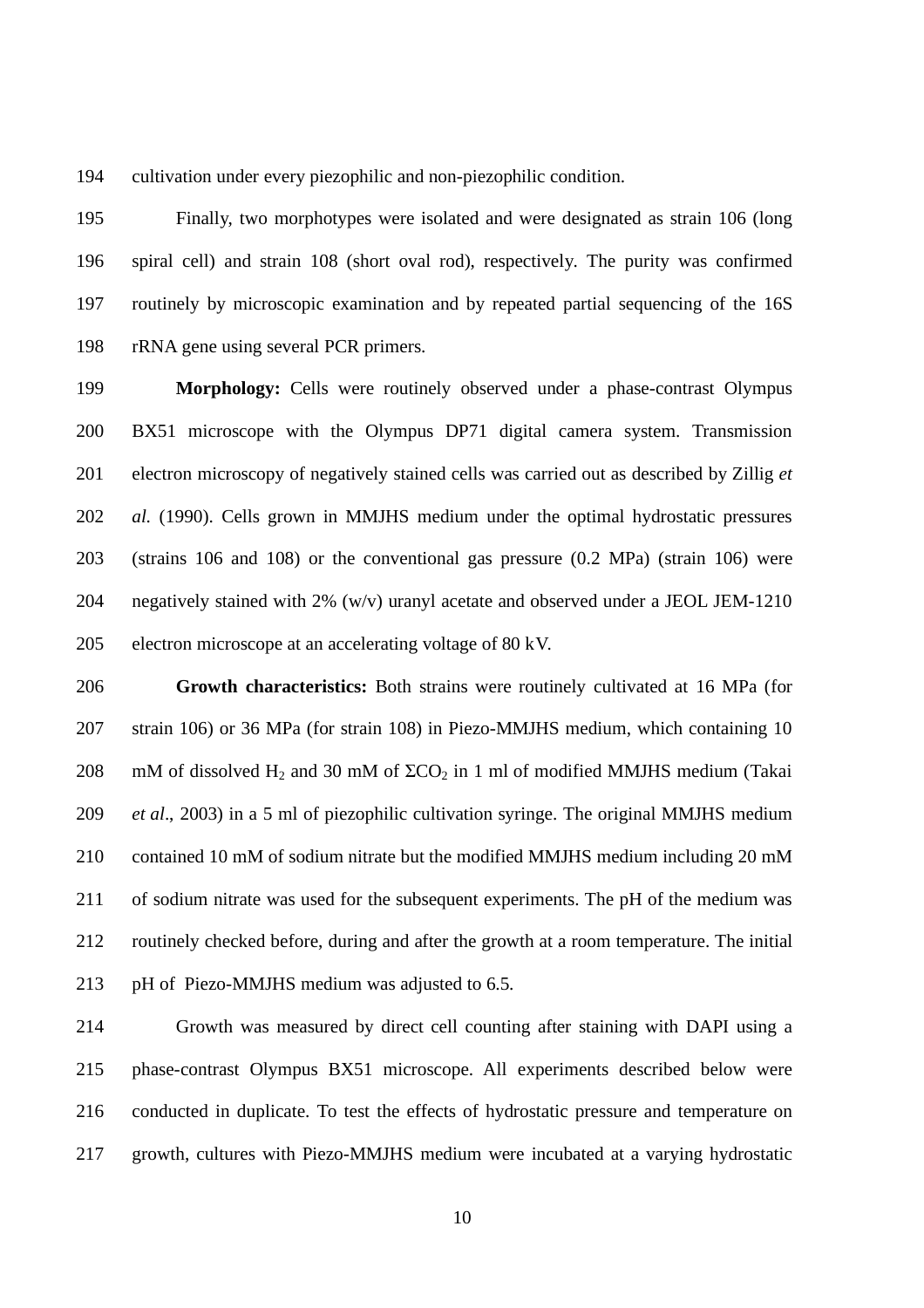cultivation under every piezophilic and non-piezophilic condition.

Finally, two morphotypes were isolated and were designated as strain 106 (long spiral cell) and strain 108 (short oval rod), respectively. The purity was confirmed routinely by microscopic examination and by repeated partial sequencing of the 16S rRNA gene using several PCR primers.

**Morphology:** Cells were routinely observed under a phase-contrast Olympus BX51 microscope with the Olympus DP71 digital camera system. Transmission electron microscopy of negatively stained cells was carried out as described by Zillig *et al.* (1990). Cells grown in MMJHS medium under the optimal hydrostatic pressures (strains 106 and 108) or the conventional gas pressure (0.2 MPa) (strain 106) were negatively stained with 2% (w/v) uranyl acetate and observed under a JEOL JEM-1210 electron microscope at an accelerating voltage of 80 kV.

**Growth characteristics:** Both strains were routinely cultivated at 16 MPa (for strain 106) or 36 MPa (for strain 108) in Piezo-MMJHS medium, which containing 10 mM of dissolved $H_2$ and 30 mM of $\Sigma CO_2$ in 1 ml of modified MMJHS medium (Takai *et al*., 2003) in a 5 ml of piezophilic cultivation syringe. The original MMJHS medium contained 10 mM of sodium nitrate but the modified MMJHS medium including 20 mM of sodium nitrate was used for the subsequent experiments. The pH of the medium was routinely checked before, during and after the growth at a room temperature. The initial pH of Piezo-MMJHS medium was adjusted to 6.5.

Growth was measured by direct cell counting after staining with DAPI using a phase-contrast Olympus BX51 microscope. All experiments described below were conducted in duplicate. To test the effects of hydrostatic pressure and temperature on growth, cultures with Piezo-MMJHS medium were incubated at a varying hydrostatic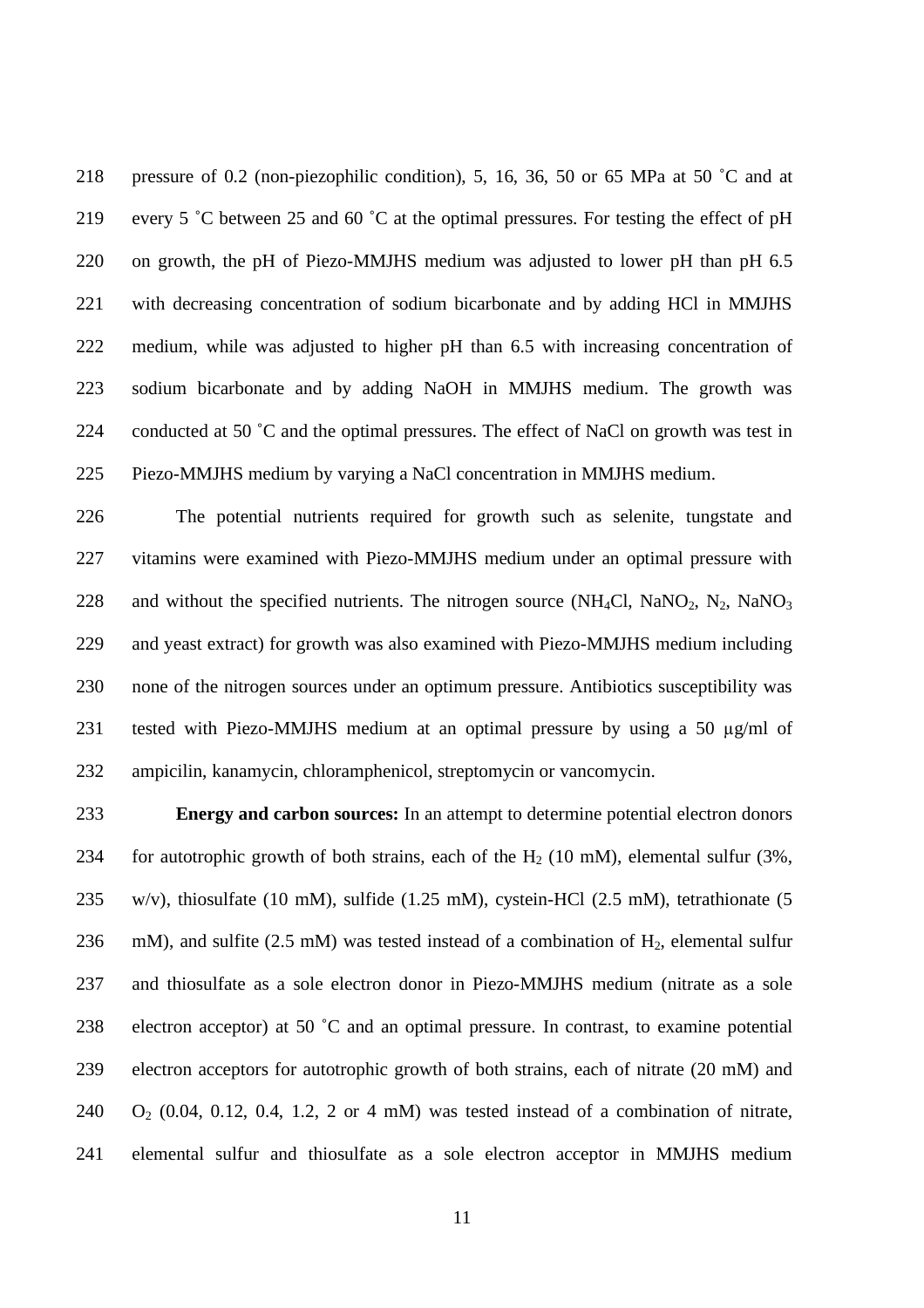pressure of 0.2 (non-piezophilic condition), 5, 16, 36, 50 or 65 MPa at 50 ˚C and at every 5 ˚C between 25 and 60 ˚C at the optimal pressures. For testing the effect of pH on growth, the pH of Piezo-MMJHS medium was adjusted to lower pH than pH 6.5 with decreasing concentration of sodium bicarbonate and by adding HCl in MMJHS medium, while was adjusted to higher pH than 6.5 with increasing concentration of sodium bicarbonate and by adding NaOH in MMJHS medium. The growth was conducted at 50 ˚C and the optimal pressures. The effect of NaCl on growth was test in Piezo-MMJHS medium by varying a NaCl concentration in MMJHS medium.

The potential nutrients required for growth such as selenite, tungstate and vitamins were examined with Piezo-MMJHS medium under an optimal pressure with and without the specified nutrients. The nitrogen source ($NH_4Cl$, $NaNO_2$, $N_2$, $NaNO_3$ and yeast extract) for growth was also examined with Piezo-MMJHS medium including none of the nitrogen sources under an optimum pressure. Antibiotics susceptibility was tested with Piezo-MMJHS medium at an optimal pressure by using a 50 µg/ml of ampicilin, kanamycin, chloramphenicol, streptomycin or vancomycin.

**Energy and carbon sources:** In an attempt to determine potential electron donors for autotrophic growth of both strains, each of the $H_2$ (10 mM), elemental sulfur (3%, w/v), thiosulfate (10 mM), sulfide (1.25 mM), cystein-HCl (2.5 mM), tetrathionate (5 mM), and sulfite (2.5 mM) was tested instead of a combination of $H_2$, elemental sulfur and thiosulfate as a sole electron donor in Piezo-MMJHS medium (nitrate as a sole electron acceptor) at 50 ˚C and an optimal pressure. In contrast, to examine potential electron acceptors for autotrophic growth of both strains, each of nitrate (20 mM) and $O_2$ (0.04, 0.12, 0.4, 1.2, 2 or 4 mM) was tested instead of a combination of nitrate, elemental sulfur and thiosulfate as a sole electron acceptor in MMJHS medium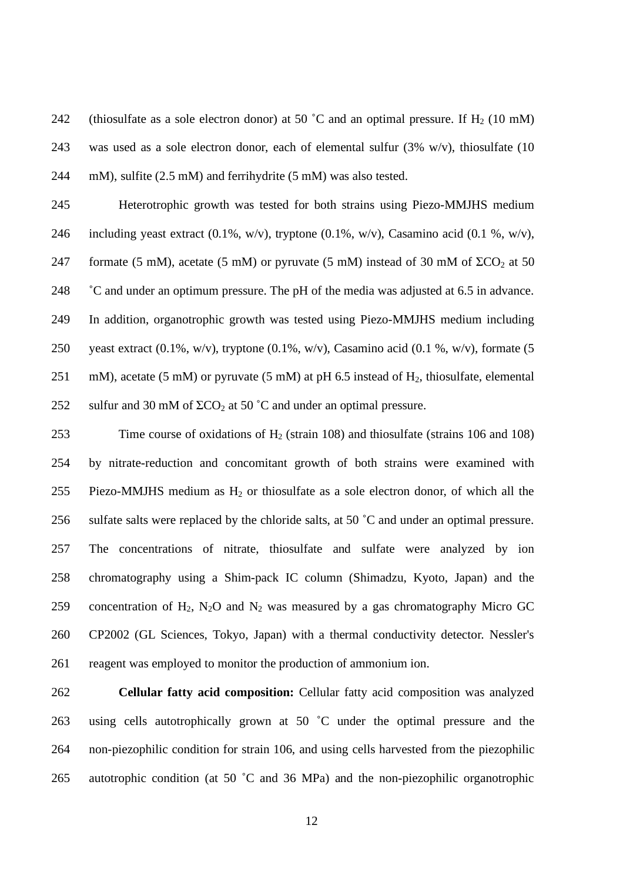(thiosulfate as a sole electron donor) at 50 ˚C and an optimal pressure. If $H_2$ (10 mM) was used as a sole electron donor, each of elemental sulfur (3% w/v), thiosulfate (10 mM), sulfite (2.5 mM) and ferrihydrite (5 mM) was also tested.

Heterotrophic growth was tested for both strains using Piezo-MMJHS medium including yeast extract (0.1%, w/v), tryptone (0.1%, w/v), Casamino acid (0.1 %, w/v), formate (5 mM), acetate (5 mM) or pyruvate (5 mM) instead of 30 mM of $\Sigma CO_2$ at 50 ˚C and under an optimum pressure. The pH of the media was adjusted at 6.5 in advance. In addition, organotrophic growth was tested using Piezo-MMJHS medium including yeast extract (0.1%, w/v), tryptone (0.1%, w/v), Casamino acid (0.1 %, w/v), formate (5 mM), acetate (5 mM) or pyruvate (5 mM) at pH 6.5 instead of $H_2$, thiosulfate, elemental sulfur and 30 mM of $\Sigma CO_2$ at 50 ˚C and under an optimal pressure.

Time course of oxidations of $H_2$ (strain 108) and thiosulfate (strains 106 and 108) by nitrate-reduction and concomitant growth of both strains were examined with Piezo-MMJHS medium as $H_2$ or thiosulfate as a sole electron donor, of which all the sulfate salts were replaced by the chloride salts, at 50 ˚C and under an optimal pressure. The concentrations of nitrate, thiosulfate and sulfate were analyzed by ion chromatography using a Shim-pack IC column (Shimadzu, Kyoto, Japan) and the concentration of $H_2$, $N_2O$ and $N_2$ was measured by a gas chromatography Micro GC CP2002 (GL Sciences, Tokyo, Japan) with a thermal conductivity detector. Nessler's reagent was employed to monitor the production of ammonium ion.

**Cellular fatty acid composition:** Cellular fatty acid composition was analyzed using cells autotrophically grown at 50 ˚C under the optimal pressure and the non-piezophilic condition for strain 106, and using cells harvested from the piezophilic autotrophic condition (at 50 ˚C and 36 MPa) and the non-piezophilic organotrophic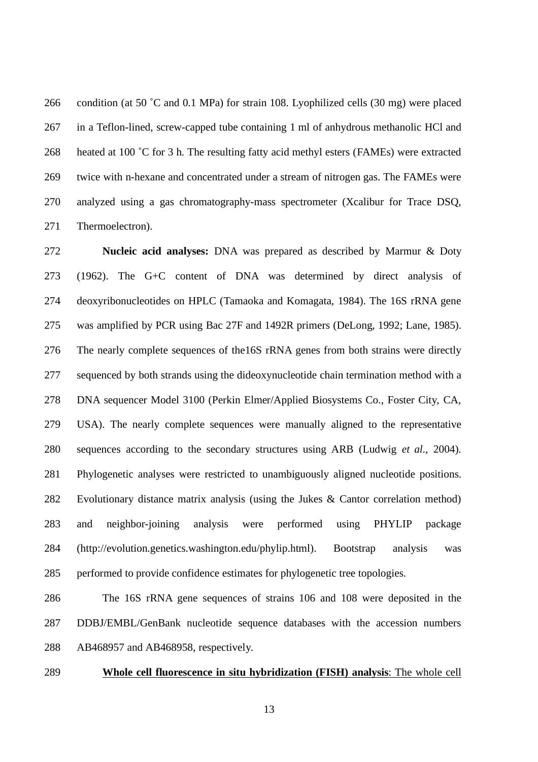condition (at 50 ˚C and 0.1 MPa) for strain 108. Lyophilized cells (30 mg) were placed in a Teflon-lined, screw-capped tube containing 1 ml of anhydrous methanolic HCl and heated at 100 ˚C for 3 h. The resulting fatty acid methyl esters (FAMEs) were extracted twice with n-hexane and concentrated under a stream of nitrogen gas. The FAMEs were analyzed using a gas chromatography-mass spectrometer (Xcalibur for Trace DSQ, Thermoelectron).

**Nucleic acid analyses:** DNA was prepared as described by Marmur & Doty (1962). The G+C content of DNA was determined by direct analysis of deoxyribonucleotides on HPLC (Tamaoka and Komagata, 1984). The 16S rRNA gene was amplified by PCR using Bac 27F and 1492R primers (DeLong, 1992; Lane, 1985). The nearly complete sequences of the16S rRNA genes from both strains were directly sequenced by both strands using the dideoxynucleotide chain termination method with a DNA sequencer Model 3100 (Perkin Elmer/Applied Biosystems Co., Foster City, CA, USA). The nearly complete sequences were manually aligned to the representative sequences according to the secondary structures using ARB (Ludwig *et al*., 2004). Phylogenetic analyses were restricted to unambiguously aligned nucleotide positions. Evolutionary distance matrix analysis (using the Jukes & Cantor correlation method) and neighbor-joining analysis were performed using PHYLIP package (http://evolution.genetics.washington.edu/phylip.html). Bootstrap analysis was performed to provide confidence estimates for phylogenetic tree topologies.

The 16S rRNA gene sequences of strains 106 and 108 were deposited in the DDBJ/EMBL/GenBank nucleotide sequence databases with the accession numbers AB468957 and AB468958, respectively.

**Whole cell fluorescence in situ hybridization (FISH) analysis**: The whole cell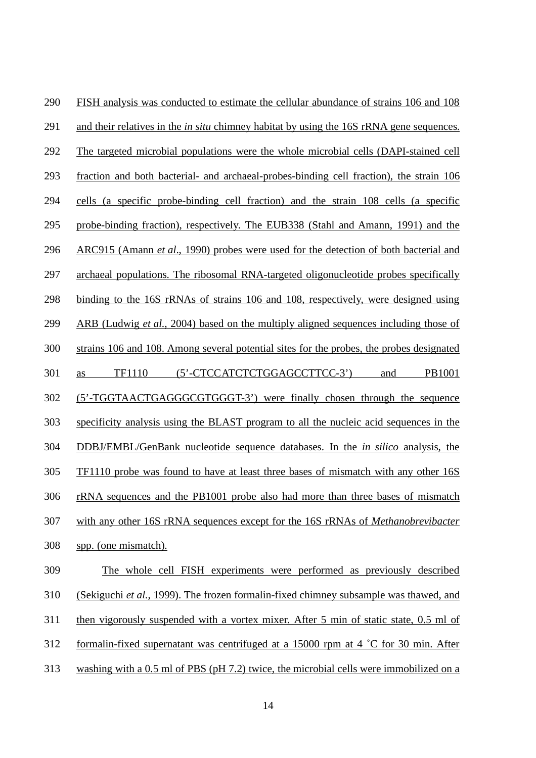290 FISH analysis was conducted to estimate the cellular abundance of strains 106 and 108
291 and their relatives in the *in situ* chimney habitat by using the 16S rRNA gene sequences.
292 The targeted microbial populations were the whole microbial cells (DAPI-stained cell
293 fraction and both bacterial- and archaeal-probes-binding cell fraction), the strain 106
294 cells (a specific probe-binding cell fraction) and the strain 108 cells (a specific
295 probe-binding fraction), respectively. The EUB338 (Stahl and Amann, 1991) and the
296 ARC915 (Amann *et al*., 1990) probes were used for the detection of both bacterial and
297 archaeal populations. The ribosomal RNA-targeted oligonucleotide probes specifically
298 binding to the 16S rRNAs of strains 106 and 108, respectively, were designed using
299 ARB (Ludwig *et al.*, 2004) based on the multiply aligned sequences including those of
300 strains 106 and 108. Among several potential sites for the probes, the probes designated
301 as TF1110 (5'-CTCCATCTCTGGAGCCTTCC-3') and PB1001
302 (5'-TGGTAACTGAGGGCGTGGGT-3') were finally chosen through the sequence
303 specificity analysis using the BLAST program to all the nucleic acid sequences in the
304 DDBJ/EMBL/GenBank nucleotide sequence databases. In the *in silico* analysis, the
305 TF1110 probe was found to have at least three bases of mismatch with any other 16S
306 rRNA sequences and the PB1001 probe also had more than three bases of mismatch
307 with any other 16S rRNA sequences except for the 16S rRNAs of *Methanobrevibacter*
308 spp. (one mismatch).

309 The whole cell FISH experiments were performed as previously described
310 (Sekiguchi *et al.*, 1999). The frozen formalin-fixed chimney subsample was thawed, and
311 then vigorously suspended with a vortex mixer. After 5 min of static state, 0.5 ml of
312 formalin-fixed supernatant was centrifuged at a 15000 rpm at 4 ˚C for 30 min. After
313 washing with a 0.5 ml of PBS (pH 7.2) twice, the microbial cells were immobilized on a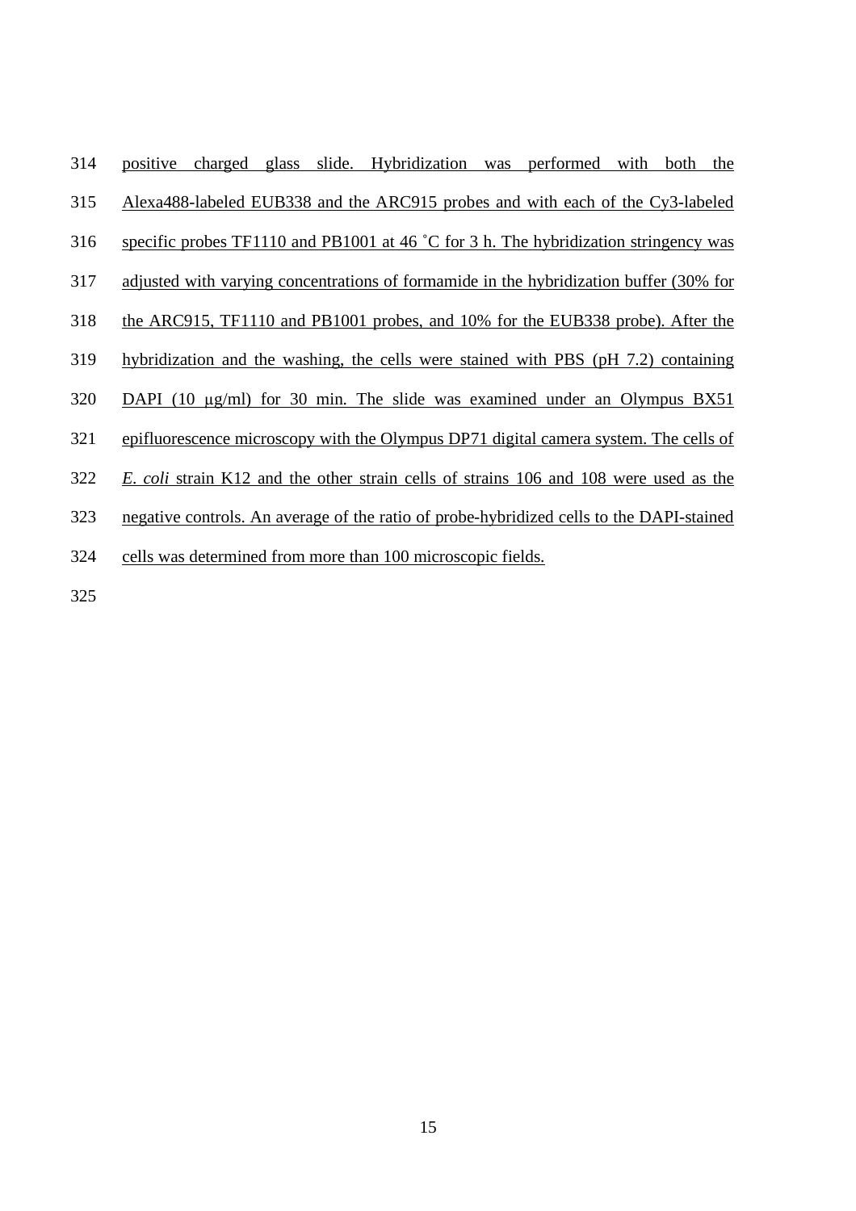positive charged glass slide. Hybridization was performed with both the Alexa488-labeled EUB338 and the ARC915 probes and with each of the Cy3-labeled specific probes TF1110 and PB1001 at 46 ˚C for 3 h. The hybridization stringency was adjusted with varying concentrations of formamide in the hybridization buffer (30% for the ARC915, TF1110 and PB1001 probes, and 10% for the EUB338 probe). After the hybridization and the washing, the cells were stained with PBS (pH 7.2) containing DAPI (10 μg/ml) for 30 min. The slide was examined under an Olympus BX51 epifluorescence microscopy with the Olympus DP71 digital camera system. The cells of *E. coli* strain K12 and the other strain cells of strains 106 and 108 were used as the negative controls. An average of the ratio of probe-hybridized cells to the DAPI-stained cells was determined from more than 100 microscopic fields.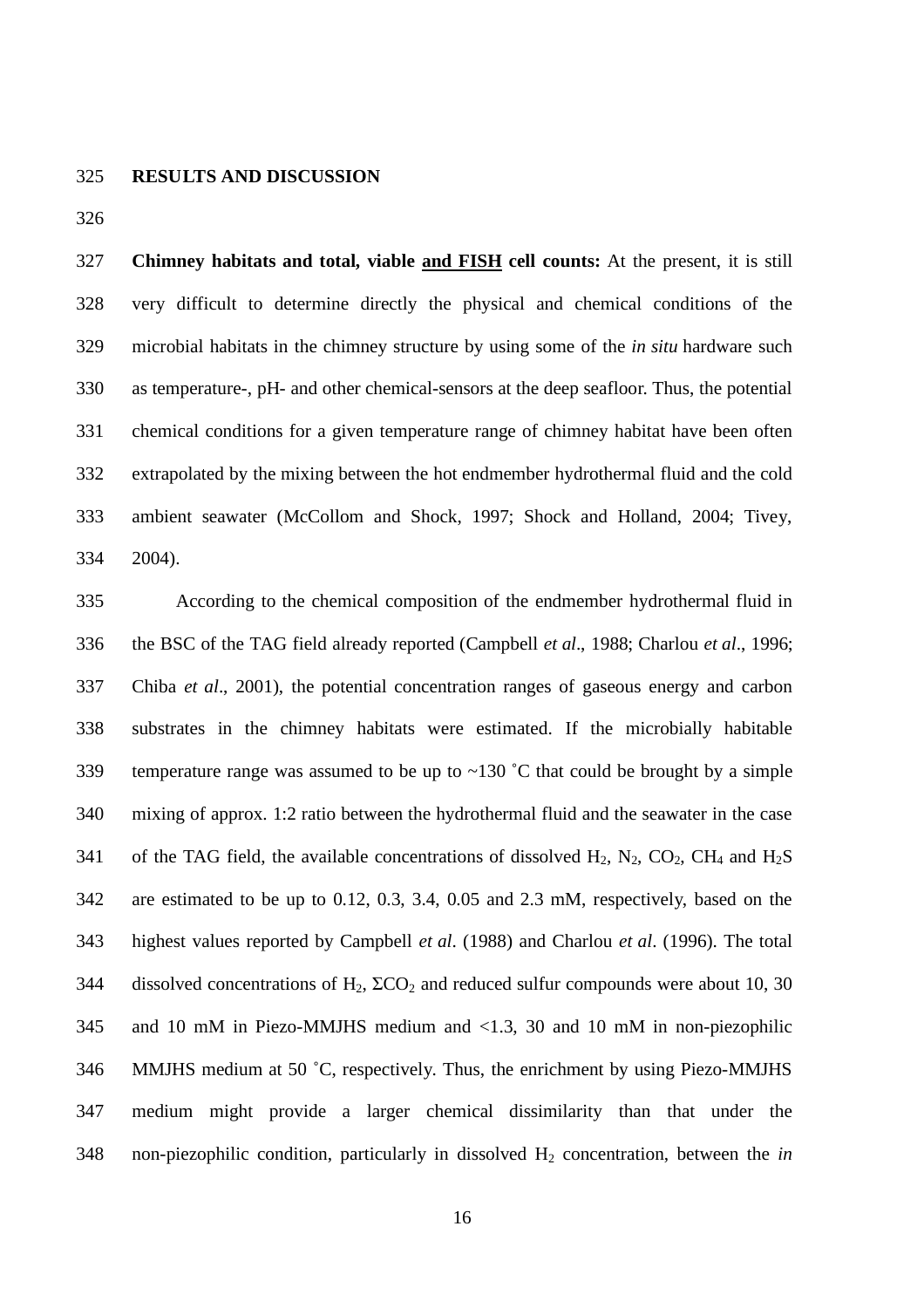## RESULTS AND DISCUSSION

**Chimney habitats and total, viable <u>and FISH</u> cell counts:** At the present, it is still very difficult to determine directly the physical and chemical conditions of the microbial habitats in the chimney structure by using some of the *in situ* hardware such as temperature-, pH- and other chemical-sensors at the deep seafloor. Thus, the potential chemical conditions for a given temperature range of chimney habitat have been often extrapolated by the mixing between the hot endmember hydrothermal fluid and the cold ambient seawater (McCollom and Shock, 1997; Shock and Holland, 2004; Tivey, 2004).

According to the chemical composition of the endmember hydrothermal fluid in the BSC of the TAG field already reported (Campbell *et al*., 1988; Charlou *et al*., 1996; Chiba *et al*., 2001), the potential concentration ranges of gaseous energy and carbon substrates in the chimney habitats were estimated. If the microbially habitable temperature range was assumed to be up to ~130 ˚C that could be brought by a simple mixing of approx. 1:2 ratio between the hydrothermal fluid and the seawater in the case of the TAG field, the available concentrations of dissolved $H_2$, $N_2$, $CO_2$, $CH_4$ and $H_2S$ are estimated to be up to 0.12, 0.3, 3.4, 0.05 and 2.3 mM, respectively, based on the highest values reported by Campbell *et al*. (1988) and Charlou *et al*. (1996). The total dissolved concentrations of $H_2$, $\Sigma CO_2$ and reduced sulfur compounds were about 10, 30 and 10 mM in Piezo-MMJHS medium and <1.3, 30 and 10 mM in non-piezophilic MMJHS medium at 50 ˚C, respectively. Thus, the enrichment by using Piezo-MMJHS medium might provide a larger chemical dissimilarity than that under the non-piezophilic condition, particularly in dissolved $H_2$ concentration, between the *in*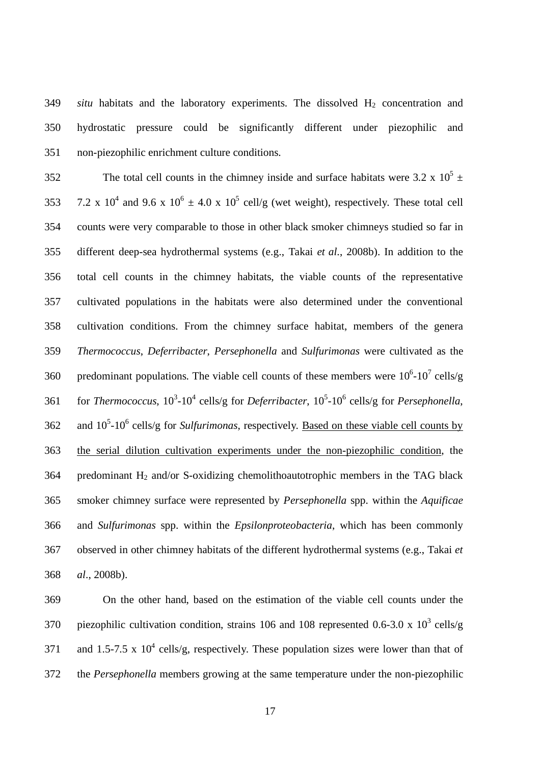*situ* habitats and the laboratory experiments. The dissolved $H_2$ concentration and hydrostatic pressure could be significantly different under piezophilic and non-piezophilic enrichment culture conditions.

The total cell counts in the chimney inside and surface habitats were $3.2 \times 10^5 \pm 7.2 \times 10^4$ and $9.6 \times 10^6 \pm 4.0 \times 10^5$ cell/g (wet weight), respectively. These total cell counts were very comparable to those in other black smoker chimneys studied so far in different deep-sea hydrothermal systems (e.g., Takai *et al*., 2008b). In addition to the total cell counts in the chimney habitats, the viable counts of the representative cultivated populations in the habitats were also determined under the conventional cultivation conditions. From the chimney surface habitat, members of the genera *Thermococcus*, *Deferribacter*, *Persephonella* and *Sulfurimonas* were cultivated as the predominant populations. The viable cell counts of these members were $10^6$-$10^7$ cells/g for *Thermococcus*, $10^3$-$10^4$ cells/g for *Deferribacter*, $10^5$-$10^6$ cells/g for *Persephonella*, and $10^5$-$10^6$ cells/g for *Sulfurimonas*, respectively. <u>Based on these viable cell counts by the serial dilution cultivation experiments under the non-piezophilic condition</u>, the predominant $H_2$ and/or S-oxidizing chemolithoautotrophic members in the TAG black smoker chimney surface were represented by *Persephonella* spp. within the *Aquificae* and *Sulfurimonas* spp. within the *Epsilonproteobacteria*, which has been commonly observed in other chimney habitats of the different hydrothermal systems (e.g., Takai *et al*., 2008b).

On the other hand, based on the estimation of the viable cell counts under the piezophilic cultivation condition, strains 106 and 108 represented $0.6$-$3.0 \times 10^3$ cells/g and $1.5$-$7.5 \times 10^4$ cells/g, respectively. These population sizes were lower than that of the *Persephonella* members growing at the same temperature under the non-piezophilic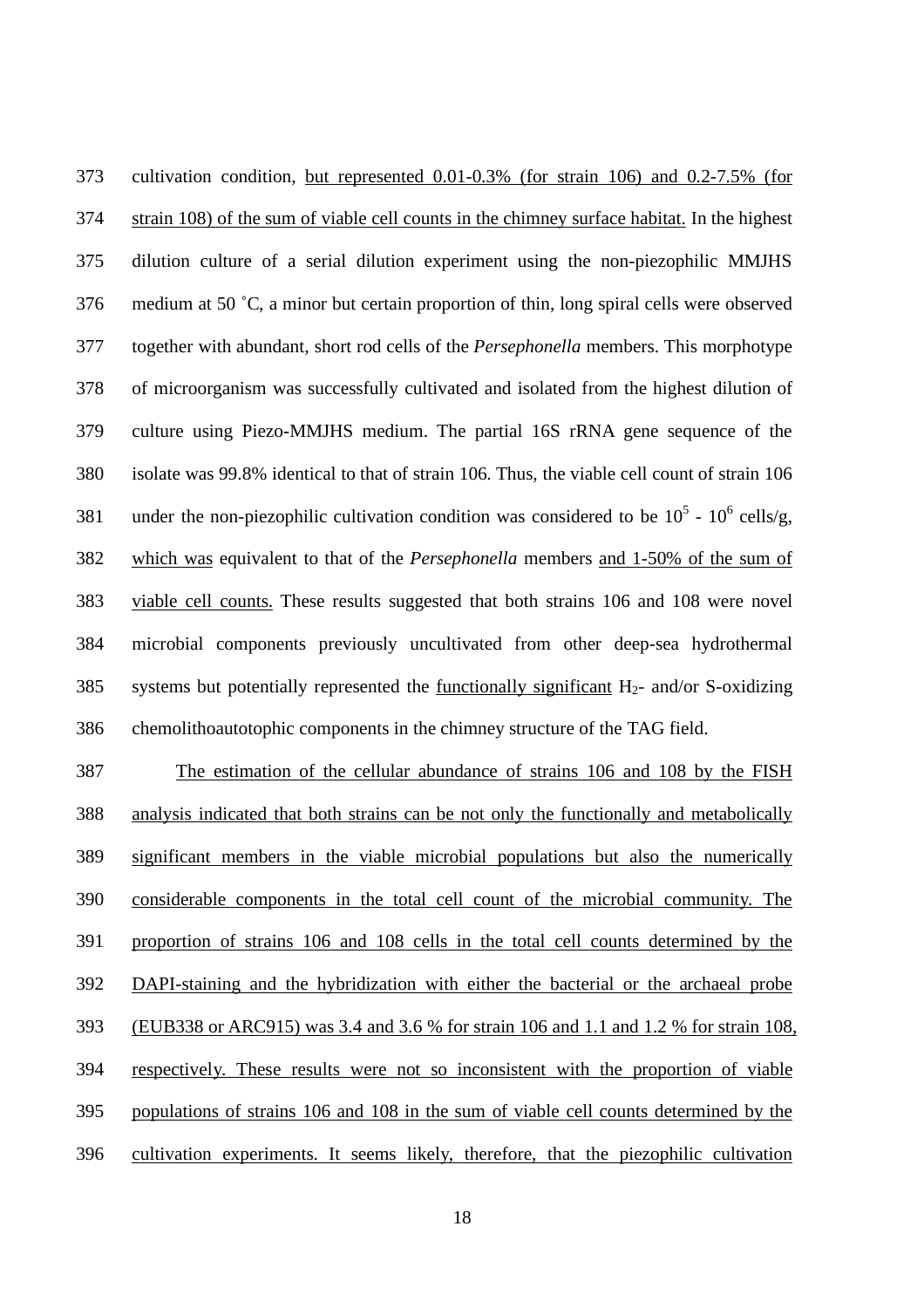cultivation condition, but represented 0.01-0.3% (for strain 106) and 0.2-7.5% (for strain 108) of the sum of viable cell counts in the chimney surface habitat. In the highest dilution culture of a serial dilution experiment using the non-piezophilic MMJHS medium at 50 ˚C, a minor but certain proportion of thin, long spiral cells were observed together with abundant, short rod cells of the *Persephonella* members. This morphotype of microorganism was successfully cultivated and isolated from the highest dilution of culture using Piezo-MMJHS medium. The partial 16S rRNA gene sequence of the isolate was 99.8% identical to that of strain 106. Thus, the viable cell count of strain 106 under the non-piezophilic cultivation condition was considered to be $10^5$ - $10^6$ cells/g, which was equivalent to that of the *Persephonella* members and 1-50% of the sum of viable cell counts. These results suggested that both strains 106 and 108 were novel microbial components previously uncultivated from other deep-sea hydrothermal systems but potentially represented the functionally significant $H_2$- and/or S-oxidizing chemolithoautotophic components in the chimney structure of the TAG field.

The estimation of the cellular abundance of strains 106 and 108 by the FISH analysis indicated that both strains can be not only the functionally and metabolically significant members in the viable microbial populations but also the numerically considerable components in the total cell count of the microbial community. The proportion of strains 106 and 108 cells in the total cell counts determined by the DAPI-staining and the hybridization with either the bacterial or the archaeal probe (EUB338 or ARC915) was 3.4 and 3.6 % for strain 106 and 1.1 and 1.2 % for strain 108, respectively. These results were not so inconsistent with the proportion of viable populations of strains 106 and 108 in the sum of viable cell counts determined by the cultivation experiments. It seems likely, therefore, that the piezophilic cultivation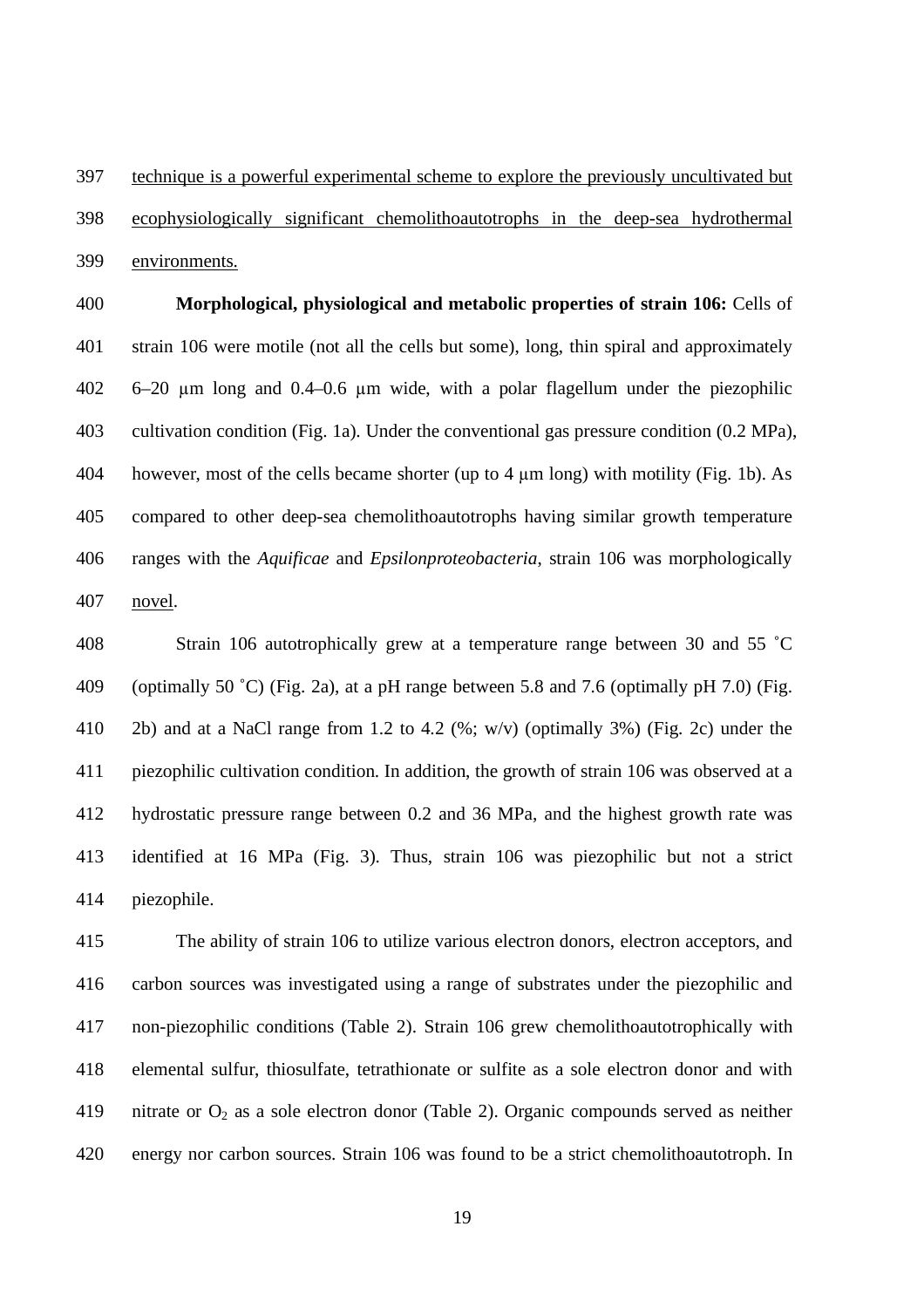technique is a powerful experimental scheme to explore the previously uncultivated but ecophysiologically significant chemolithoautotrophs in the deep-sea hydrothermal environments.

**Morphological, physiological and metabolic properties of strain 106:** Cells of strain 106 were motile (not all the cells but some), long, thin spiral and approximately 6–20 μm long and 0.4–0.6 μm wide, with a polar flagellum under the piezophilic cultivation condition (Fig. 1a). Under the conventional gas pressure condition (0.2 MPa), however, most of the cells became shorter (up to 4 μm long) with motility (Fig. 1b). As compared to other deep-sea chemolithoautotrophs having similar growth temperature ranges with the *Aquificae* and *Epsilonproteobacteria*, strain 106 was morphologically novel.

Strain 106 autotrophically grew at a temperature range between 30 and 55 ˚C (optimally 50 ˚C) (Fig. 2a), at a pH range between 5.8 and 7.6 (optimally pH 7.0) (Fig. 2b) and at a NaCl range from 1.2 to 4.2 (%; w/v) (optimally 3%) (Fig. 2c) under the piezophilic cultivation condition. In addition, the growth of strain 106 was observed at a hydrostatic pressure range between 0.2 and 36 MPa, and the highest growth rate was identified at 16 MPa (Fig. 3). Thus, strain 106 was piezophilic but not a strict piezophile.

The ability of strain 106 to utilize various electron donors, electron acceptors, and carbon sources was investigated using a range of substrates under the piezophilic and non-piezophilic conditions (Table 2). Strain 106 grew chemolithoautotrophically with elemental sulfur, thiosulfate, tetrathionate or sulfite as a sole electron donor and with nitrate or $O_2$ as a sole electron donor (Table 2). Organic compounds served as neither energy nor carbon sources. Strain 106 was found to be a strict chemolithoautotroph. In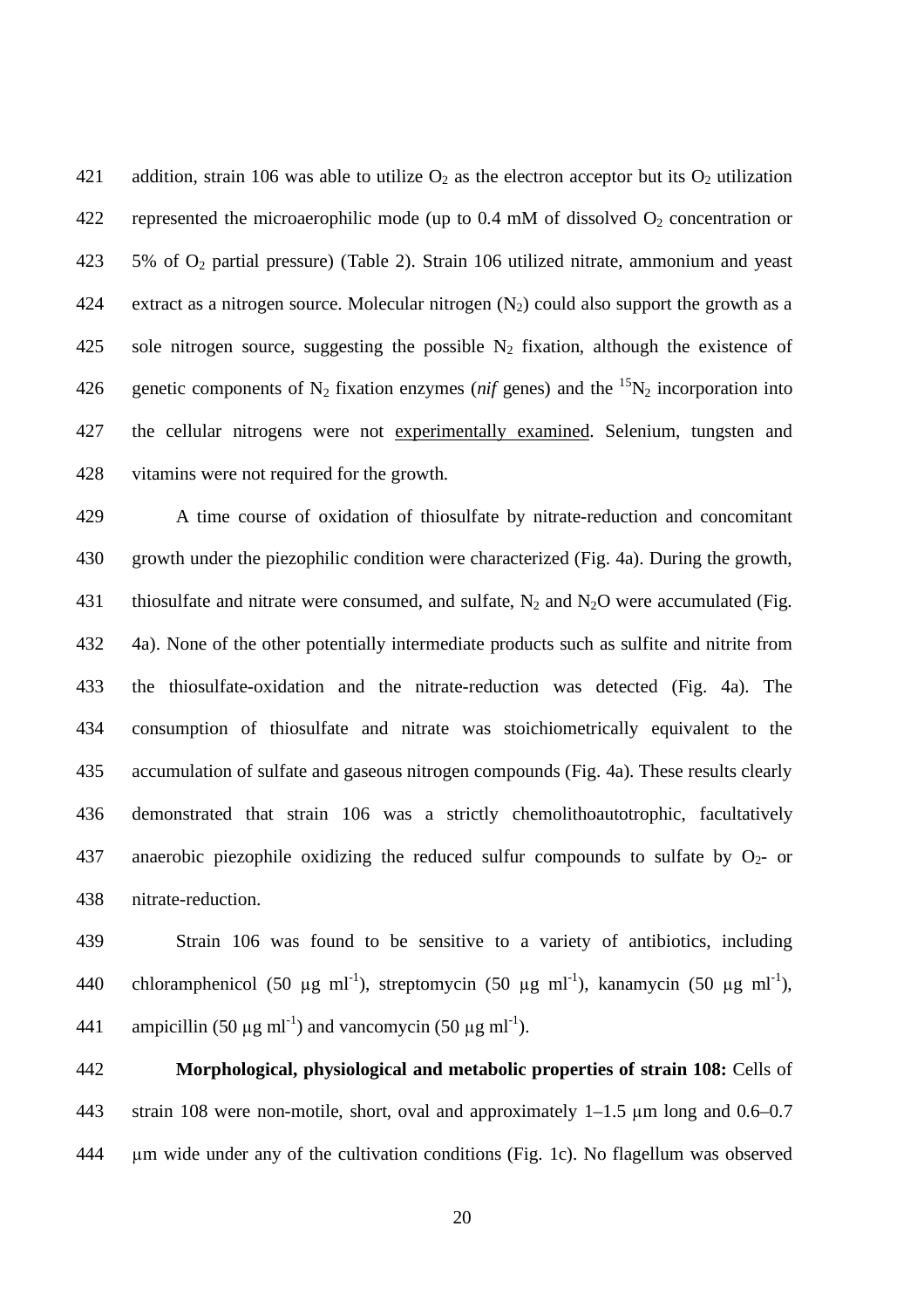addition, strain 106 was able to utilize $O_2$ as the electron acceptor but its $O_2$ utilization represented the microaerophilic mode (up to 0.4 mM of dissolved $O_2$ concentration or 5% of $O_2$ partial pressure) (Table 2). Strain 106 utilized nitrate, ammonium and yeast extract as a nitrogen source. Molecular nitrogen ($N_2$) could also support the growth as a sole nitrogen source, suggesting the possible $N_2$ fixation, although the existence of genetic components of $N_2$ fixation enzymes (*nif* genes) and the $^{15}N_2$ incorporation into the cellular nitrogens were not experimentally examined. Selenium, tungsten and vitamins were not required for the growth.

A time course of oxidation of thiosulfate by nitrate-reduction and concomitant growth under the piezophilic condition were characterized (Fig. 4a). During the growth, thiosulfate and nitrate were consumed, and sulfate, $N_2$ and $N_2O$ were accumulated (Fig. 4a). None of the other potentially intermediate products such as sulfite and nitrite from the thiosulfate-oxidation and the nitrate-reduction was detected (Fig. 4a). The consumption of thiosulfate and nitrate was stoichiometrically equivalent to the accumulation of sulfate and gaseous nitrogen compounds (Fig. 4a). These results clearly demonstrated that strain 106 was a strictly chemolithoautotrophic, facultatively anaerobic piezophile oxidizing the reduced sulfur compounds to sulfate by $O_2$- or nitrate-reduction.

Strain 106 was found to be sensitive to a variety of antibiotics, including chloramphenicol (50 μg $ml^{-1}$), streptomycin (50 μg $ml^{-1}$), kanamycin (50 μg $ml^{-1}$), ampicillin (50 μg $ml^{-1}$) and vancomycin (50 μg $ml^{-1}$).

**Morphological, physiological and metabolic properties of strain 108:** Cells of strain 108 were non-motile, short, oval and approximately 1–1.5 μm long and 0.6–0.7 μm wide under any of the cultivation conditions (Fig. 1c). No flagellum was observed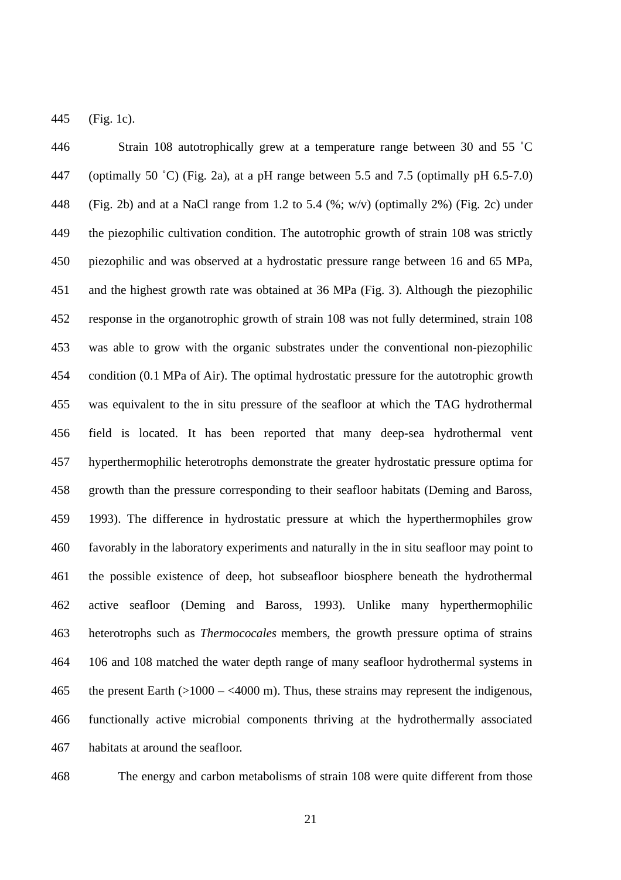(Fig. 1c).

Strain 108 autotrophically grew at a temperature range between 30 and 55 ˚C (optimally 50 ˚C) (Fig. 2a), at a pH range between 5.5 and 7.5 (optimally pH 6.5-7.0) (Fig. 2b) and at a NaCl range from 1.2 to 5.4 (%; w/v) (optimally 2%) (Fig. 2c) under the piezophilic cultivation condition. The autotrophic growth of strain 108 was strictly piezophilic and was observed at a hydrostatic pressure range between 16 and 65 MPa, and the highest growth rate was obtained at 36 MPa (Fig. 3). Although the piezophilic response in the organotrophic growth of strain 108 was not fully determined, strain 108 was able to grow with the organic substrates under the conventional non-piezophilic condition (0.1 MPa of Air). The optimal hydrostatic pressure for the autotrophic growth was equivalent to the in situ pressure of the seafloor at which the TAG hydrothermal field is located. It has been reported that many deep-sea hydrothermal vent hyperthermophilic heterotrophs demonstrate the greater hydrostatic pressure optima for growth than the pressure corresponding to their seafloor habitats (Deming and Baross, 1993). The difference in hydrostatic pressure at which the hyperthermophiles grow favorably in the laboratory experiments and naturally in the in situ seafloor may point to the possible existence of deep, hot subseafloor biosphere beneath the hydrothermal active seafloor (Deming and Baross, 1993). Unlike many hyperthermophilic heterotrophs such as *Thermococales* members, the growth pressure optima of strains 106 and 108 matched the water depth range of many seafloor hydrothermal systems in the present Earth (>1000 – <4000 m). Thus, these strains may represent the indigenous, functionally active microbial components thriving at the hydrothermally associated habitats at around the seafloor.

The energy and carbon metabolisms of strain 108 were quite different from those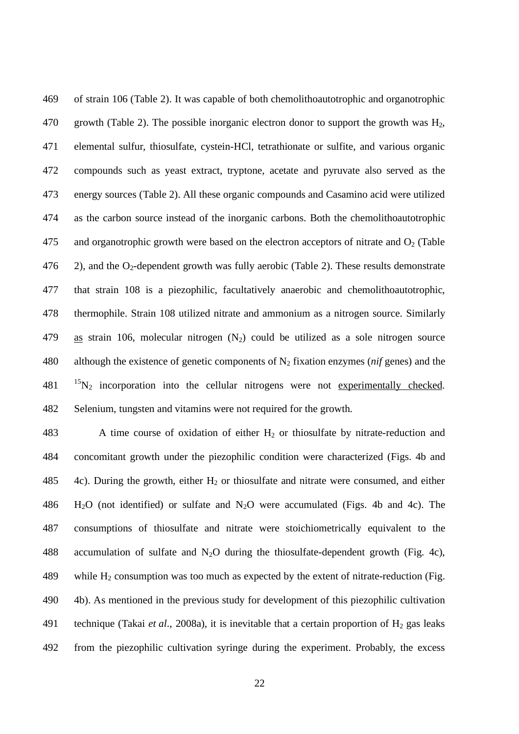of strain 106 (Table 2). It was capable of both chemolithoautotrophic and organotrophic growth (Table 2). The possible inorganic electron donor to support the growth was $H_2$, elemental sulfur, thiosulfate, cystein-HCl, tetrathionate or sulfite, and various organic compounds such as yeast extract, tryptone, acetate and pyruvate also served as the energy sources (Table 2). All these organic compounds and Casamino acid were utilized as the carbon source instead of the inorganic carbons. Both the chemolithoautotrophic and organotrophic growth were based on the electron acceptors of nitrate and $O_2$ (Table 2), and the $O_2$-dependent growth was fully aerobic (Table 2). These results demonstrate that strain 108 is a piezophilic, facultatively anaerobic and chemolithoautotrophic, thermophile. Strain 108 utilized nitrate and ammonium as a nitrogen source. Similarly as strain 106, molecular nitrogen ($N_2$) could be utilized as a sole nitrogen source although the existence of genetic components of $N_2$ fixation enzymes (*nif* genes) and the $^{15}N_2$ incorporation into the cellular nitrogens were not experimentally checked. Selenium, tungsten and vitamins were not required for the growth.

A time course of oxidation of either $H_2$ or thiosulfate by nitrate-reduction and concomitant growth under the piezophilic condition were characterized (Figs. 4b and 4c). During the growth, either $H_2$ or thiosulfate and nitrate were consumed, and either $H_2O$ (not identified) or sulfate and $N_2O$ were accumulated (Figs. 4b and 4c). The consumptions of thiosulfate and nitrate were stoichiometrically equivalent to the accumulation of sulfate and $N_2O$ during the thiosulfate-dependent growth (Fig. 4c), while $H_2$ consumption was too much as expected by the extent of nitrate-reduction (Fig. 4b). As mentioned in the previous study for development of this piezophilic cultivation technique (Takai *et al*., 2008a), it is inevitable that a certain proportion of $H_2$ gas leaks from the piezophilic cultivation syringe during the experiment. Probably, the excess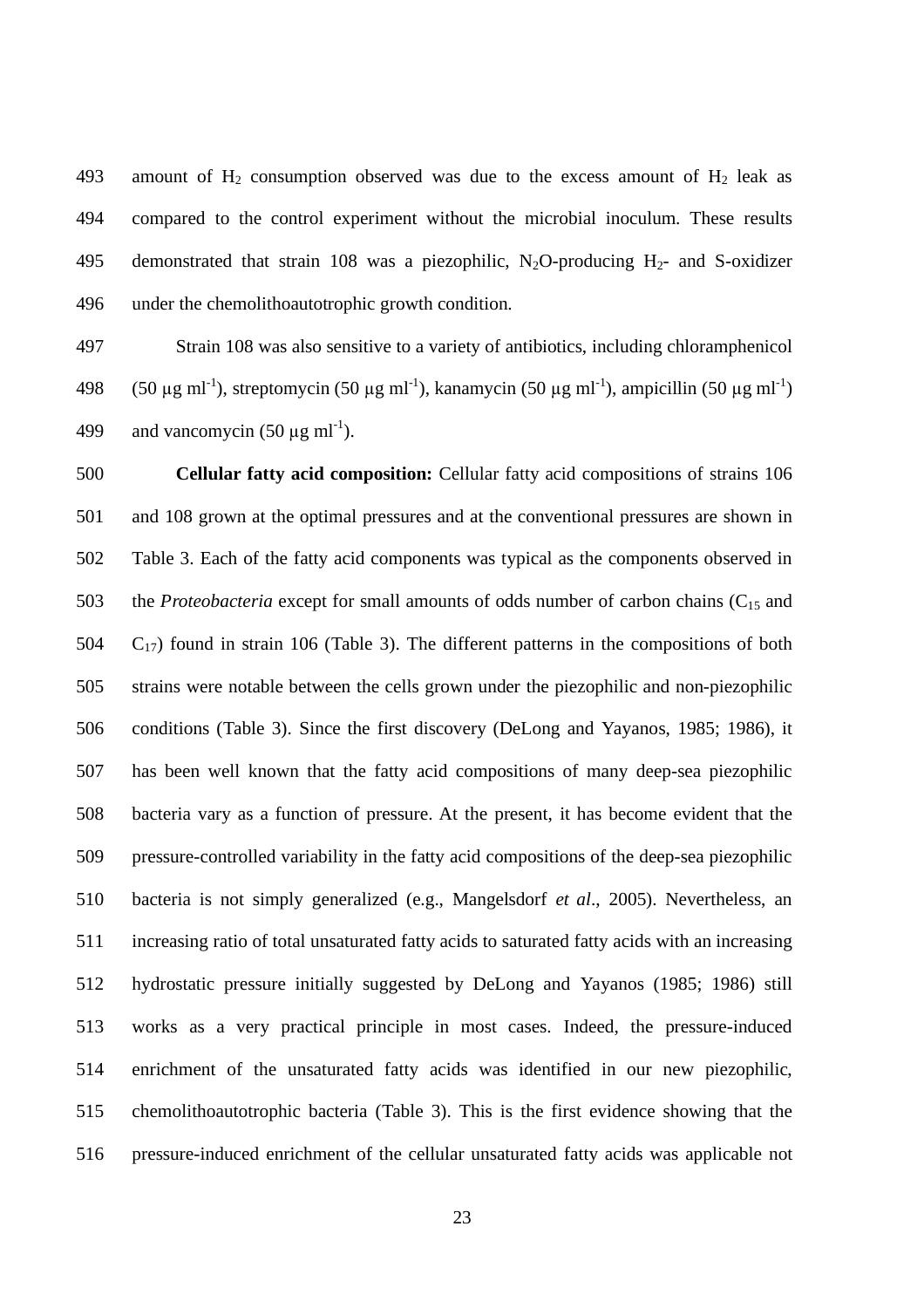amount of $H_2$ consumption observed was due to the excess amount of $H_2$ leak as compared to the control experiment without the microbial inoculum. These results demonstrated that strain 108 was a piezophilic, $N_2O$-producing $H_2$- and S-oxidizer under the chemolithoautotrophic growth condition.

Strain 108 was also sensitive to a variety of antibiotics, including chloramphenicol (50 μg $ml^{-1}$), streptomycin (50 μg $ml^{-1}$), kanamycin (50 μg $ml^{-1}$), ampicillin (50 μg $ml^{-1}$) and vancomycin (50 μg $ml^{-1}$).

**Cellular fatty acid composition:** Cellular fatty acid compositions of strains 106 and 108 grown at the optimal pressures and at the conventional pressures are shown in Table 3. Each of the fatty acid components was typical as the components observed in the *Proteobacteria* except for small amounts of odds number of carbon chains ($C_{15}$ and $C_{17}$) found in strain 106 (Table 3). The different patterns in the compositions of both strains were notable between the cells grown under the piezophilic and non-piezophilic conditions (Table 3). Since the first discovery (DeLong and Yayanos, 1985; 1986), it has been well known that the fatty acid compositions of many deep-sea piezophilic bacteria vary as a function of pressure. At the present, it has become evident that the pressure-controlled variability in the fatty acid compositions of the deep-sea piezophilic bacteria is not simply generalized (e.g., Mangelsdorf *et al*., 2005). Nevertheless, an increasing ratio of total unsaturated fatty acids to saturated fatty acids with an increasing hydrostatic pressure initially suggested by DeLong and Yayanos (1985; 1986) still works as a very practical principle in most cases. Indeed, the pressure-induced enrichment of the unsaturated fatty acids was identified in our new piezophilic, chemolithoautotrophic bacteria (Table 3). This is the first evidence showing that the pressure-induced enrichment of the cellular unsaturated fatty acids was applicable not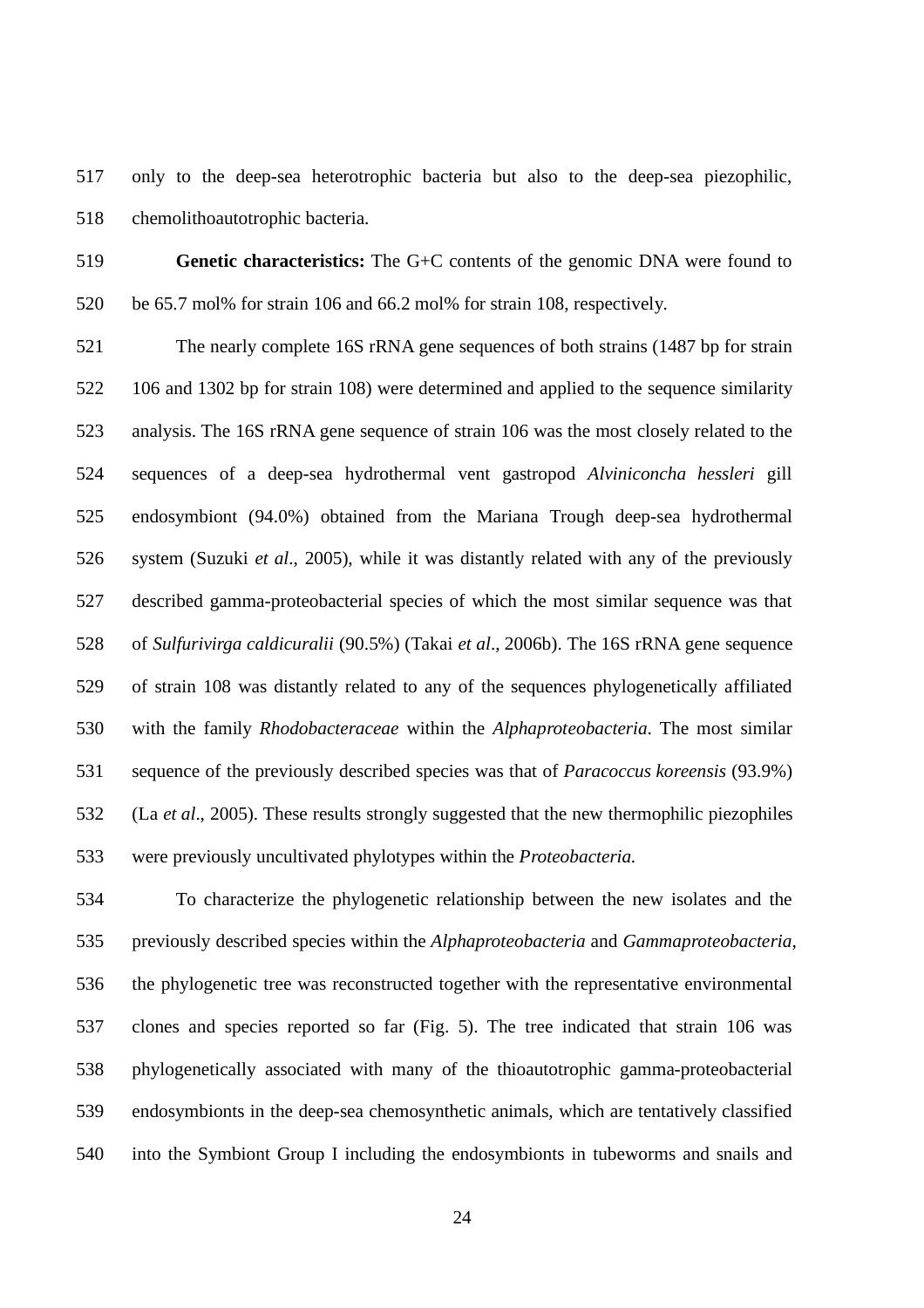only to the deep-sea heterotrophic bacteria but also to the deep-sea piezophilic, chemolithoautotrophic bacteria.

**Genetic characteristics:** The G+C contents of the genomic DNA were found to be 65.7 mol% for strain 106 and 66.2 mol% for strain 108, respectively.

The nearly complete 16S rRNA gene sequences of both strains (1487 bp for strain 106 and 1302 bp for strain 108) were determined and applied to the sequence similarity analysis. The 16S rRNA gene sequence of strain 106 was the most closely related to the sequences of a deep-sea hydrothermal vent gastropod *Alviniconcha hessleri* gill endosymbiont (94.0%) obtained from the Mariana Trough deep-sea hydrothermal system (Suzuki *et al*., 2005), while it was distantly related with any of the previously described gamma-proteobacterial species of which the most similar sequence was that of *Sulfurivirga caldicuralii* (90.5%) (Takai *et al*., 2006b). The 16S rRNA gene sequence of strain 108 was distantly related to any of the sequences phylogenetically affiliated with the family *Rhodobacteraceae* within the *Alphaproteobacteria*. The most similar sequence of the previously described species was that of *Paracoccus koreensis* (93.9%) (La *et al*., 2005). These results strongly suggested that the new thermophilic piezophiles were previously uncultivated phylotypes within the *Proteobacteria.*

To characterize the phylogenetic relationship between the new isolates and the previously described species within the *Alphaproteobacteria* and *Gammaproteobacteria*, the phylogenetic tree was reconstructed together with the representative environmental clones and species reported so far (Fig. 5). The tree indicated that strain 106 was phylogenetically associated with many of the thioautotrophic gamma-proteobacterial endosymbionts in the deep-sea chemosynthetic animals, which are tentatively classified into the Symbiont Group I including the endosymbionts in tubeworms and snails and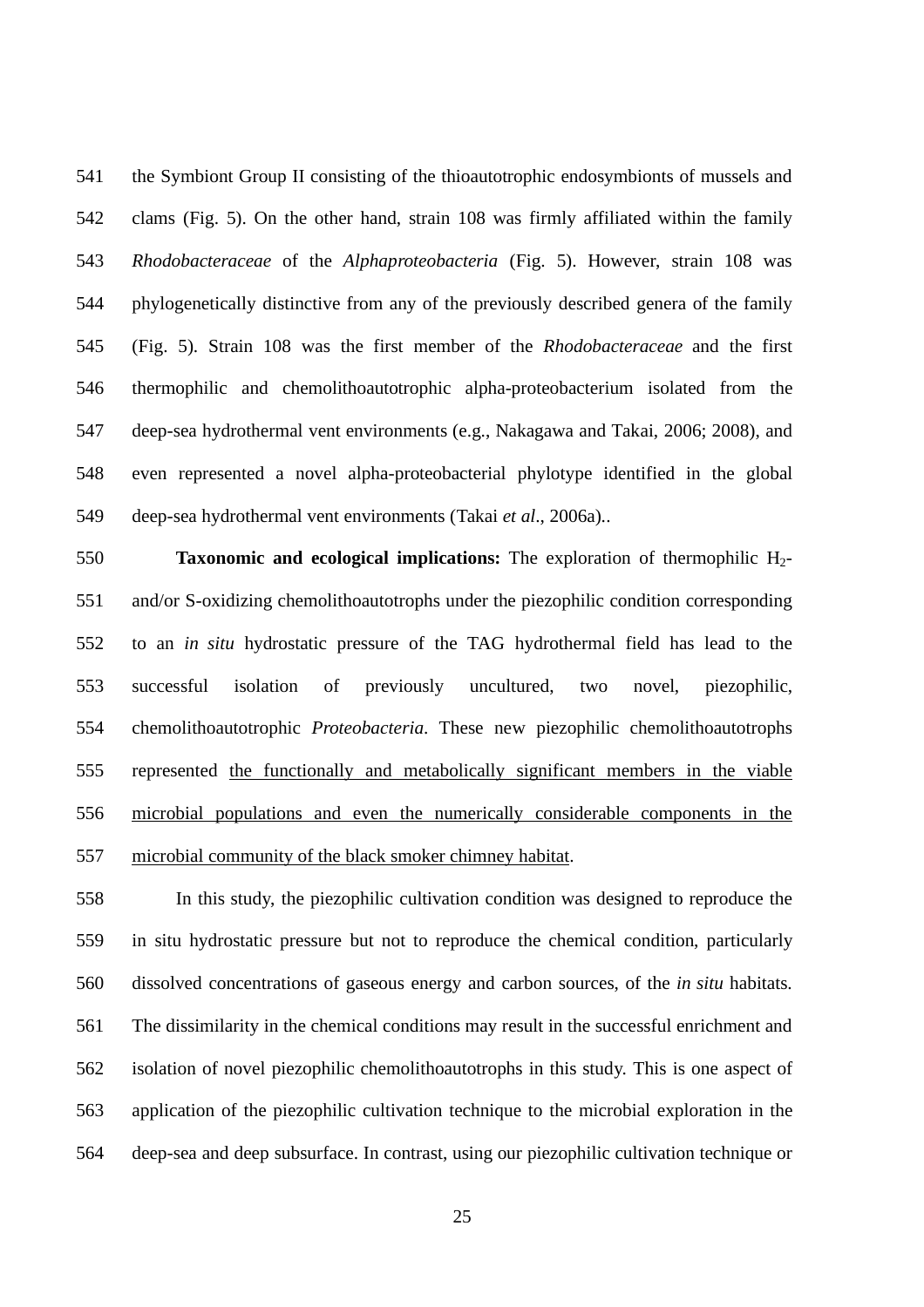the Symbiont Group II consisting of the thioautotrophic endosymbionts of mussels and clams (Fig. 5). On the other hand, strain 108 was firmly affiliated within the family *Rhodobacteraceae* of the *Alphaproteobacteria* (Fig. 5). However, strain 108 was phylogenetically distinctive from any of the previously described genera of the family (Fig. 5). Strain 108 was the first member of the *Rhodobacteraceae* and the first thermophilic and chemolithoautotrophic alpha-proteobacterium isolated from the deep-sea hydrothermal vent environments (e.g., Nakagawa and Takai, 2006; 2008), and even represented a novel alpha-proteobacterial phylotype identified in the global deep-sea hydrothermal vent environments (Takai *et al*., 2006a)..

**Taxonomic and ecological implications:** The exploration of thermophilic $H_2$- and/or S-oxidizing chemolithoautotrophs under the piezophilic condition corresponding to an *in situ* hydrostatic pressure of the TAG hydrothermal field has lead to the successful isolation of previously uncultured, two novel, piezophilic, chemolithoautotrophic *Proteobacteria*. These new piezophilic chemolithoautotrophs represented <u>the functionally and metabolically significant members in the viable microbial populations and even the numerically considerable components in the microbial community of the black smoker chimney habitat</u>.

In this study, the piezophilic cultivation condition was designed to reproduce the in situ hydrostatic pressure but not to reproduce the chemical condition, particularly dissolved concentrations of gaseous energy and carbon sources, of the *in situ* habitats. The dissimilarity in the chemical conditions may result in the successful enrichment and isolation of novel piezophilic chemolithoautotrophs in this study. This is one aspect of application of the piezophilic cultivation technique to the microbial exploration in the deep-sea and deep subsurface. In contrast, using our piezophilic cultivation technique or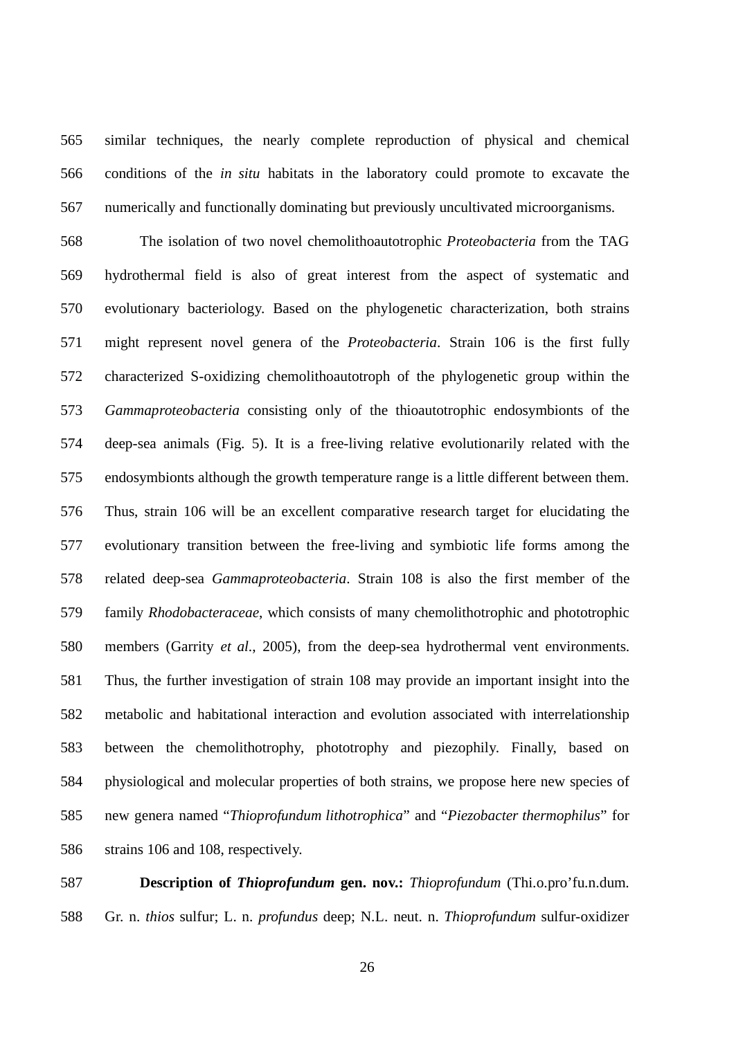similar techniques, the nearly complete reproduction of physical and chemical conditions of the *in situ* habitats in the laboratory could promote to excavate the numerically and functionally dominating but previously uncultivated microorganisms.

The isolation of two novel chemolithoautotrophic *Proteobacteria* from the TAG hydrothermal field is also of great interest from the aspect of systematic and evolutionary bacteriology. Based on the phylogenetic characterization, both strains might represent novel genera of the *Proteobacteria*. Strain 106 is the first fully characterized S-oxidizing chemolithoautotroph of the phylogenetic group within the *Gammaproteobacteria* consisting only of the thioautotrophic endosymbionts of the deep-sea animals (Fig. 5). It is a free-living relative evolutionarily related with the endosymbionts although the growth temperature range is a little different between them. Thus, strain 106 will be an excellent comparative research target for elucidating the evolutionary transition between the free-living and symbiotic life forms among the related deep-sea *Gammaproteobacteria*. Strain 108 is also the first member of the family *Rhodobacteraceae*, which consists of many chemolithotrophic and phototrophic members (Garrity *et al*., 2005), from the deep-sea hydrothermal vent environments. Thus, the further investigation of strain 108 may provide an important insight into the metabolic and habitational interaction and evolution associated with interrelationship between the chemolithotrophy, phototrophy and piezophily. Finally, based on physiological and molecular properties of both strains, we propose here new species of new genera named "*Thioprofundum lithotrophica*" and "*Piezobacter thermophilus*" for strains 106 and 108, respectively.

**Description of *Thioprofundum* gen. nov.:** *Thioprofundum* (Thi.o.pro'fu.n.dum. Gr. n. *thios* sulfur; L. n. *profundus* deep; N.L. neut. n. *Thioprofundum* sulfur-oxidizer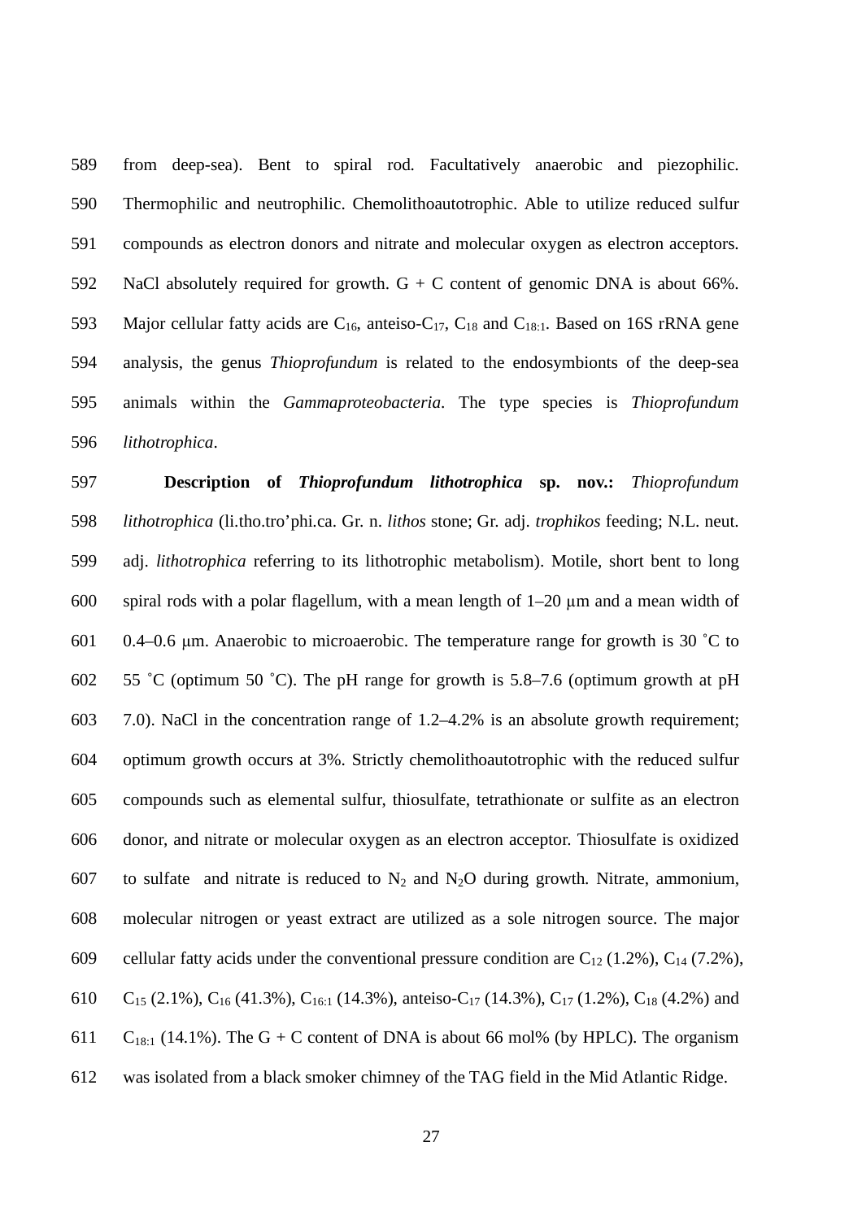from deep-sea). Bent to spiral rod. Facultatively anaerobic and piezophilic. Thermophilic and neutrophilic. Chemolithoautotrophic. Able to utilize reduced sulfur compounds as electron donors and nitrate and molecular oxygen as electron acceptors. NaCl absolutely required for growth. G + C content of genomic DNA is about 66%. Major cellular fatty acids are $C_{16}$, anteiso-$C_{17}$, $C_{18}$ and $C_{18:1}$. Based on 16S rRNA gene analysis, the genus *Thioprofundum* is related to the endosymbionts of the deep-sea animals within the *Gammaproteobacteria*. The type species is *Thioprofundum lithotrophica*.

**Description of *Thioprofundum lithotrophica* sp. nov.:** *Thioprofundum lithotrophica* (li.tho.tro'phi.ca. Gr. n. *lithos* stone; Gr. adj. *trophikos* feeding; N.L. neut. adj. *lithotrophica* referring to its lithotrophic metabolism). Motile, short bent to long spiral rods with a polar flagellum, with a mean length of 1–20 μm and a mean width of 0.4–0.6 μm. Anaerobic to microaerobic. The temperature range for growth is 30 ˚C to 55 ˚C (optimum 50 ˚C). The pH range for growth is 5.8–7.6 (optimum growth at pH 7.0). NaCl in the concentration range of 1.2–4.2% is an absolute growth requirement; optimum growth occurs at 3%. Strictly chemolithoautotrophic with the reduced sulfur compounds such as elemental sulfur, thiosulfate, tetrathionate or sulfite as an electron donor, and nitrate or molecular oxygen as an electron acceptor. Thiosulfate is oxidized to sulfate and nitrate is reduced to $N_2$ and $N_2O$ during growth. Nitrate, ammonium, molecular nitrogen or yeast extract are utilized as a sole nitrogen source. The major cellular fatty acids under the conventional pressure condition are $C_{12}$ (1.2%), $C_{14}$ (7.2%), $C_{15}$ (2.1%), $C_{16}$ (41.3%), $C_{16:1}$ (14.3%), anteiso-$C_{17}$ (14.3%), $C_{17}$ (1.2%), $C_{18}$ (4.2%) and $C_{18:1}$ (14.1%). The G + C content of DNA is about 66 mol% (by HPLC). The organism was isolated from a black smoker chimney of the TAG field in the Mid Atlantic Ridge.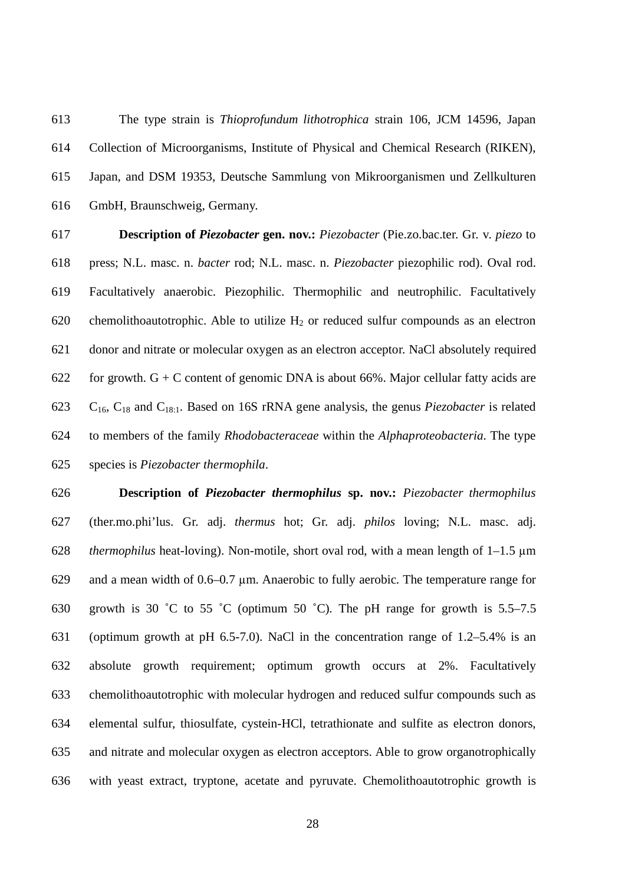The type strain is *Thioprofundum lithotrophica* strain 106, JCM 14596, Japan Collection of Microorganisms, Institute of Physical and Chemical Research (RIKEN), Japan, and DSM 19353, Deutsche Sammlung von Mikroorganismen und Zellkulturen GmbH, Braunschweig, Germany.

**Description of *Piezobacter* gen. nov.:** *Piezobacter* (Pie.zo.bac.ter. Gr. v. *piezo* to press; N.L. masc. n. *bacter* rod; N.L. masc. n. *Piezobacter* piezophilic rod). Oval rod. Facultatively anaerobic. Piezophilic. Thermophilic and neutrophilic. Facultatively chemolithoautotrophic. Able to utilize $H_2$ or reduced sulfur compounds as an electron donor and nitrate or molecular oxygen as an electron acceptor. NaCl absolutely required for growth. G + C content of genomic DNA is about 66%. Major cellular fatty acids are $C_{16}$, $C_{18}$ and $C_{18:1}$. Based on 16S rRNA gene analysis, the genus *Piezobacter* is related to members of the family *Rhodobacteraceae* within the *Alphaproteobacteria*. The type species is *Piezobacter thermophila*.

**Description of *Piezobacter thermophilus* sp. nov.:** *Piezobacter thermophilus* (ther.mo.phi'lus. Gr. adj. *thermus* hot; Gr. adj. *philos* loving; N.L. masc. adj. *thermophilus* heat-loving). Non-motile, short oval rod, with a mean length of 1–1.5 μm and a mean width of 0.6–0.7 μm. Anaerobic to fully aerobic. The temperature range for growth is 30 ˚C to 55 ˚C (optimum 50 ˚C). The pH range for growth is 5.5–7.5 (optimum growth at pH 6.5-7.0). NaCl in the concentration range of 1.2–5.4% is an absolute growth requirement; optimum growth occurs at 2%. Facultatively chemolithoautotrophic with molecular hydrogen and reduced sulfur compounds such as elemental sulfur, thiosulfate, cystein-HCl, tetrathionate and sulfite as electron donors, and nitrate and molecular oxygen as electron acceptors. Able to grow organotrophically with yeast extract, tryptone, acetate and pyruvate. Chemolithoautotrophic growth is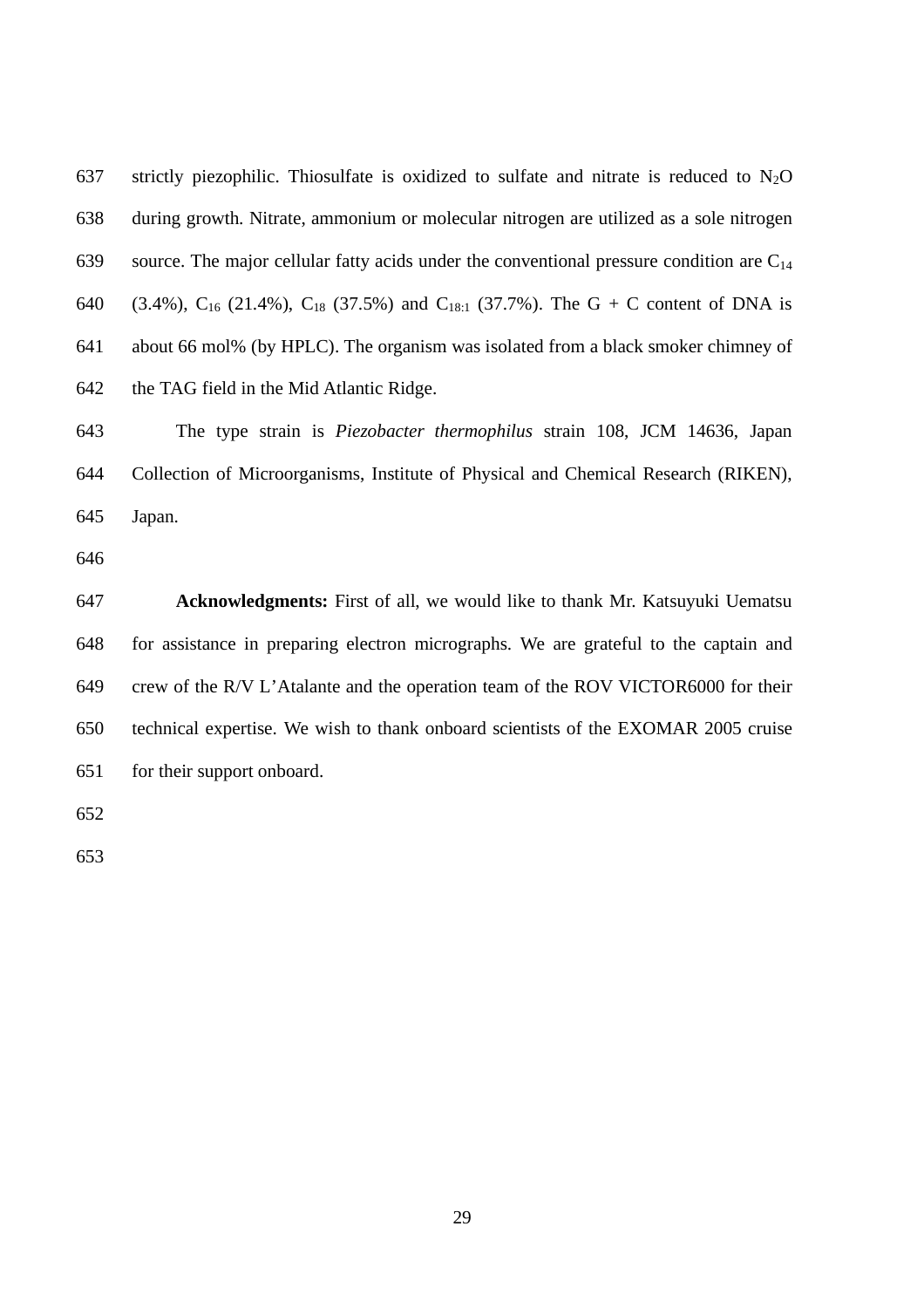strictly piezophilic. Thiosulfate is oxidized to sulfate and nitrate is reduced to $N_2O$ during growth. Nitrate, ammonium or molecular nitrogen are utilized as a sole nitrogen source. The major cellular fatty acids under the conventional pressure condition are $C_{14}$ (3.4%), $C_{16}$ (21.4%), $C_{18}$ (37.5%) and $C_{18:1}$ (37.7%). The G + C content of DNA is about 66 mol% (by HPLC). The organism was isolated from a black smoker chimney of the TAG field in the Mid Atlantic Ridge.

The type strain is *Piezobacter thermophilus* strain 108, JCM 14636, Japan Collection of Microorganisms, Institute of Physical and Chemical Research (RIKEN), Japan.

**Acknowledgments:** First of all, we would like to thank Mr. Katsuyuki Uematsu for assistance in preparing electron micrographs. We are grateful to the captain and crew of the R/V L'Atalante and the operation team of the ROV VICTOR6000 for their technical expertise. We wish to thank onboard scientists of the EXOMAR 2005 cruise for their support onboard.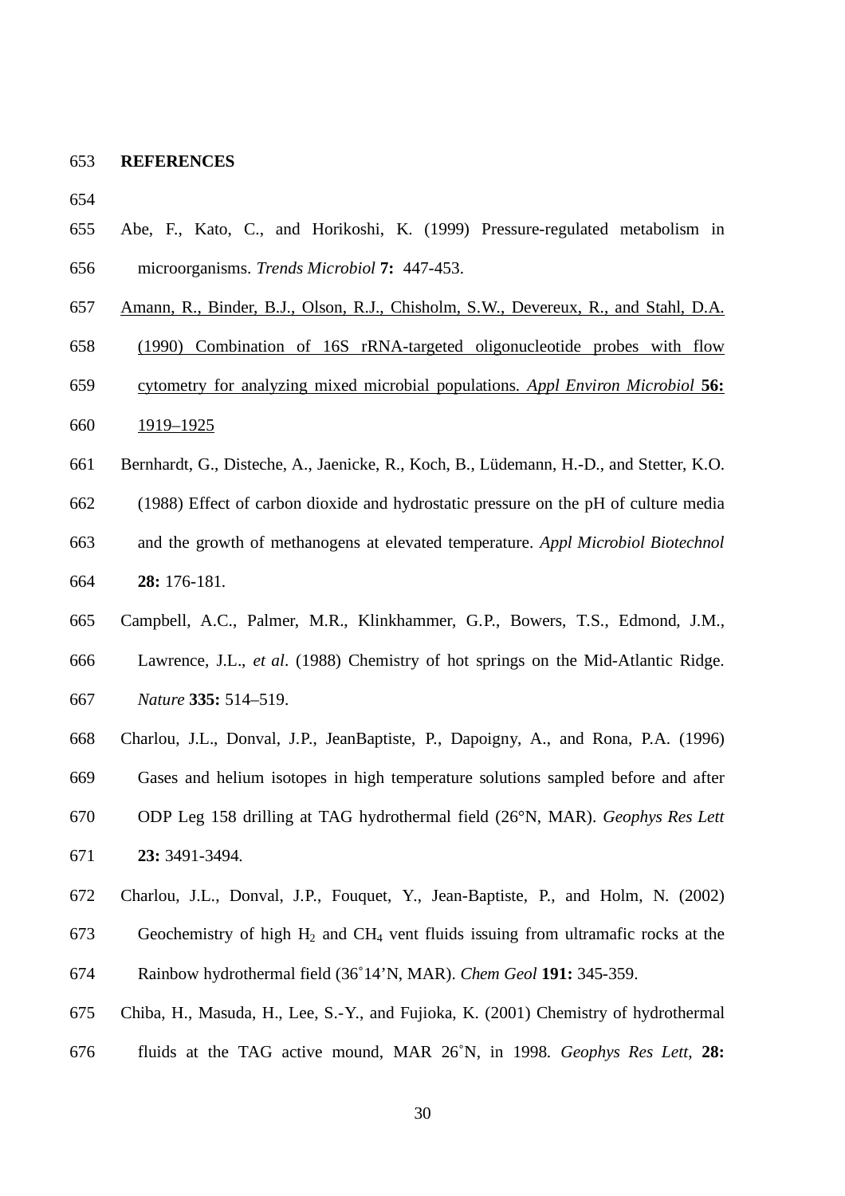## REFERENCES

Abe, F., Kato, C., and Horikoshi, K. (1999) Pressure-regulated metabolism in microorganisms. *Trends Microbiol* **7:** 447-453.

Amann, R., Binder, B.J., Olson, R.J., Chisholm, S.W., Devereux, R., and Stahl, D.A. (1990) Combination of 16S rRNA-targeted oligonucleotide probes with flow cytometry for analyzing mixed microbial populations. *Appl Environ Microbiol* **56:** 1919–1925

Bernhardt, G., Disteche, A., Jaenicke, R., Koch, B., Lüdemann, H.-D., and Stetter, K.O. (1988) Effect of carbon dioxide and hydrostatic pressure on the pH of culture media and the growth of methanogens at elevated temperature. *Appl Microbiol Biotechnol* **28:** 176-181.

Campbell, A.C., Palmer, M.R., Klinkhammer, G.P., Bowers, T.S., Edmond, J.M., Lawrence, J.L., *et al*. (1988) Chemistry of hot springs on the Mid-Atlantic Ridge. *Nature* **335:** 514–519.

Charlou, J.L., Donval, J.P., JeanBaptiste, P., Dapoigny, A., and Rona, P.A. (1996) Gases and helium isotopes in high temperature solutions sampled before and after ODP Leg 158 drilling at TAG hydrothermal field (26°N, MAR). *Geophys Res Lett* **23:** 3491-3494.

Charlou, J.L., Donval, J.P., Fouquet, Y., Jean-Baptiste, P., and Holm, N. (2002) Geochemistry of high $H_2$ and $CH_4$ vent fluids issuing from ultramafic rocks at the Rainbow hydrothermal field (36˚14'N, MAR). *Chem Geol* **191:** 345-359.

Chiba, H., Masuda, H., Lee, S.-Y., and Fujioka, K. (2001) Chemistry of hydrothermal fluids at the TAG active mound, MAR 26˚N, in 1998. *Geophys Res Lett*, **28:**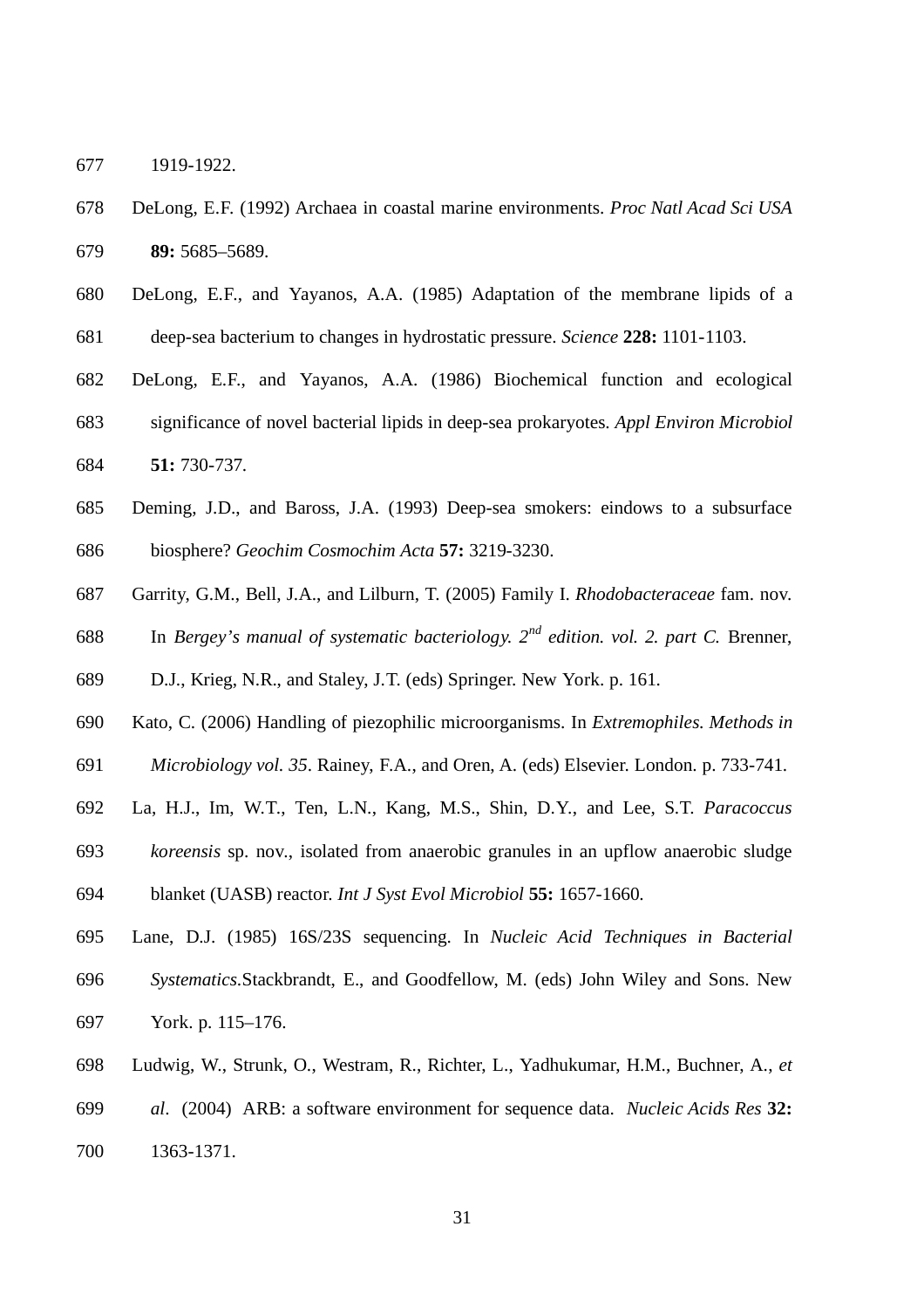1919-1922.

DeLong, E.F. (1992) Archaea in coastal marine environments. *Proc Natl Acad Sci USA* **89:** 5685–5689.

DeLong, E.F., and Yayanos, A.A. (1985) Adaptation of the membrane lipids of a deep-sea bacterium to changes in hydrostatic pressure. *Science* **228:** 1101-1103.

DeLong, E.F., and Yayanos, A.A. (1986) Biochemical function and ecological significance of novel bacterial lipids in deep-sea prokaryotes. *Appl Environ Microbiol* **51:** 730-737.

Deming, J.D., and Baross, J.A. (1993) Deep-sea smokers: eindows to a subsurface biosphere? *Geochim Cosmochim Acta* **57:** 3219-3230.

Garrity, G.M., Bell, J.A., and Lilburn, T. (2005) Family I. *Rhodobacteraceae* fam. nov. In *Bergey's manual of systematic bacteriology. 2nd edition. vol. 2. part C.* Brenner, D.J., Krieg, N.R., and Staley, J.T. (eds) Springer. New York. p. 161.

Kato, C. (2006) Handling of piezophilic microorganisms. In *Extremophiles. Methods in Microbiology vol. 35*. Rainey, F.A., and Oren, A. (eds) Elsevier. London. p. 733-741.

La, H.J., Im, W.T., Ten, L.N., Kang, M.S., Shin, D.Y., and Lee, S.T. *Paracoccus koreensis* sp. nov., isolated from anaerobic granules in an upflow anaerobic sludge blanket (UASB) reactor. *Int J Syst Evol Microbiol* **55:** 1657-1660.

Lane, D.J. (1985) 16S/23S sequencing. In *Nucleic Acid Techniques in Bacterial Systematics*.Stackbrandt, E., and Goodfellow, M. (eds) John Wiley and Sons. New York. p. 115–176.

Ludwig, W., Strunk, O., Westram, R., Richter, L., Yadhukumar, H.M., Buchner, A., *et al*. (2004) ARB: a software environment for sequence data. *Nucleic Acids Res* **32:** 1363-1371.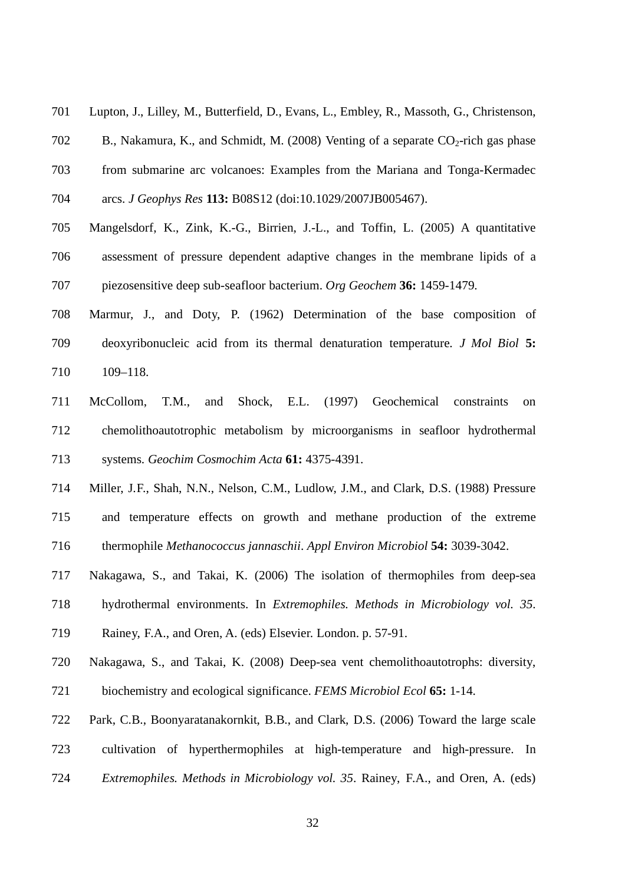701 Lupton, J., Lilley, M., Butterfield, D., Evans, L., Embley, R., Massoth, G., Christenson,
702 B., Nakamura, K., and Schmidt, M. (2008) Venting of a separate $CO_2$-rich gas phase
703 from submarine arc volcanoes: Examples from the Mariana and Tonga-Kermadec
704 arcs. *J Geophys Res* **113:** B08S12 (doi:10.1029/2007JB005467).

705 Mangelsdorf, K., Zink, K.-G., Birrien, J.-L., and Toffin, L. (2005) A quantitative
706 assessment of pressure dependent adaptive changes in the membrane lipids of a
707 piezosensitive deep sub-seafloor bacterium. *Org Geochem* **36:** 1459-1479.

708 Marmur, J., and Doty, P. (1962) Determination of the base composition of
709 deoxyribonucleic acid from its thermal denaturation temperature. *J Mol Biol* **5:**
710 109–118.

711 McCollom, T.M., and Shock, E.L. (1997) Geochemical constraints on
712 chemolithoautotrophic metabolism by microorganisms in seafloor hydrothermal
713 systems. *Geochim Cosmochim Acta* **61:** 4375-4391.

714 Miller, J.F., Shah, N.N., Nelson, C.M., Ludlow, J.M., and Clark, D.S. (1988) Pressure
715 and temperature effects on growth and methane production of the extreme
716 thermophile *Methanococcus jannaschii*. *Appl Environ Microbiol* **54:** 3039-3042.

717 Nakagawa, S., and Takai, K. (2006) The isolation of thermophiles from deep-sea
718 hydrothermal environments. In *Extremophiles. Methods in Microbiology vol. 35*.
719 Rainey, F.A., and Oren, A. (eds) Elsevier. London. p. 57-91.

720 Nakagawa, S., and Takai, K. (2008) Deep-sea vent chemolithoautotrophs: diversity,
721 biochemistry and ecological significance. *FEMS Microbiol Ecol* **65:** 1-14.

722 Park, C.B., Boonyaratanakornkit, B.B., and Clark, D.S. (2006) Toward the large scale
723 cultivation of hyperthermophiles at high-temperature and high-pressure. In
724 *Extremophiles. Methods in Microbiology vol. 35*. Rainey, F.A., and Oren, A. (eds)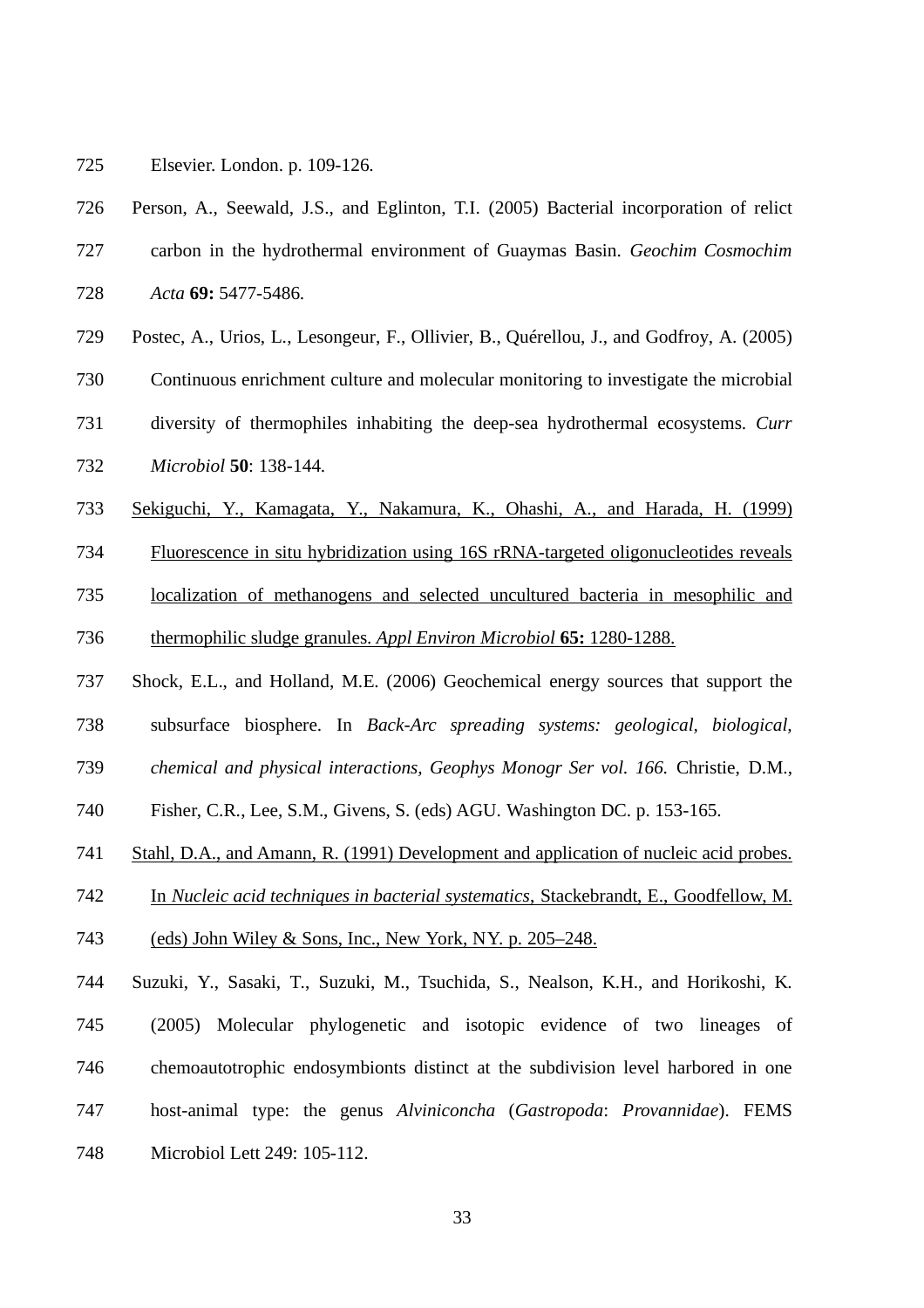Elsevier. London. p. 109-126.

Person, A., Seewald, J.S., and Eglinton, T.I. (2005) Bacterial incorporation of relict carbon in the hydrothermal environment of Guaymas Basin. *Geochim Cosmochim Acta* **69:** 5477-5486.

Postec, A., Urios, L., Lesongeur, F., Ollivier, B., Quérellou, J., and Godfroy, A. (2005) Continuous enrichment culture and molecular monitoring to investigate the microbial diversity of thermophiles inhabiting the deep-sea hydrothermal ecosystems. *Curr Microbiol* **50**: 138-144.

Sekiguchi, Y., Kamagata, Y., Nakamura, K., Ohashi, A., and Harada, H. (1999) Fluorescence in situ hybridization using 16S rRNA-targeted oligonucleotides reveals localization of methanogens and selected uncultured bacteria in mesophilic and thermophilic sludge granules. *Appl Environ Microbiol* **65:** 1280-1288.

Shock, E.L., and Holland, M.E. (2006) Geochemical energy sources that support the subsurface biosphere. In *Back-Arc spreading systems: geological, biological, chemical and physical interactions, Geophys Monogr Ser vol. 166.* Christie, D.M., Fisher, C.R., Lee, S.M., Givens, S. (eds) AGU. Washington DC. p. 153-165.

Stahl, D.A., and Amann, R. (1991) Development and application of nucleic acid probes. In *Nucleic acid techniques in bacterial systematics*, Stackebrandt, E., Goodfellow, M. (eds) John Wiley & Sons, Inc., New York, NY. p. 205–248.

Suzuki, Y., Sasaki, T., Suzuki, M., Tsuchida, S., Nealson, K.H., and Horikoshi, K. (2005) Molecular phylogenetic and isotopic evidence of two lineages of chemoautotrophic endosymbionts distinct at the subdivision level harbored in one host-animal type: the genus *Alviniconcha* (*Gastropoda*: *Provannidae*). FEMS Microbiol Lett 249: 105-112.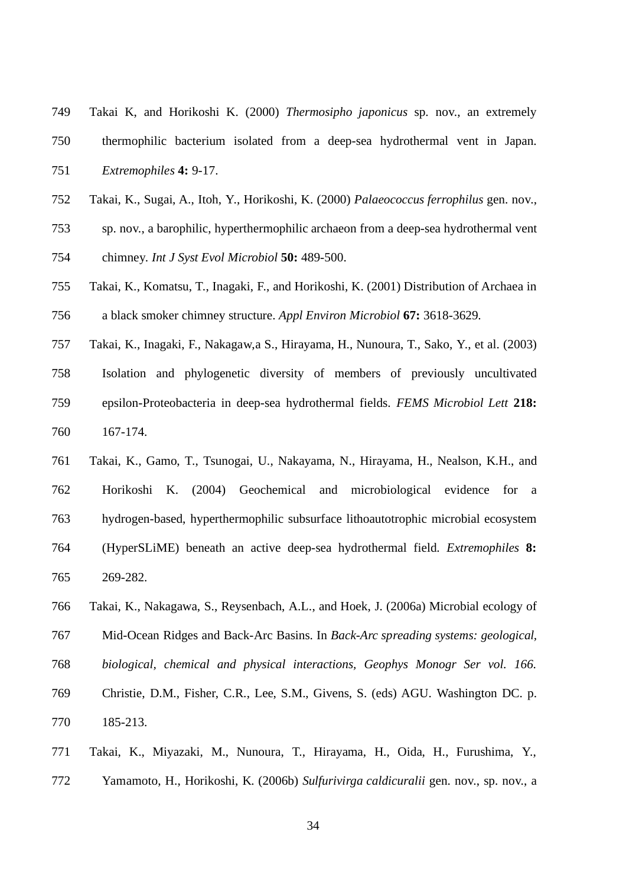Takai K, and Horikoshi K. (2000) *Thermosipho japonicus* sp. nov., an extremely thermophilic bacterium isolated from a deep-sea hydrothermal vent in Japan. *Extremophiles* **4:** 9-17.

Takai, K., Sugai, A., Itoh, Y., Horikoshi, K. (2000) *Palaeococcus ferrophilus* gen. nov., sp. nov., a barophilic, hyperthermophilic archaeon from a deep-sea hydrothermal vent chimney. *Int J Syst Evol Microbiol* **50:** 489-500.

Takai, K., Komatsu, T., Inagaki, F., and Horikoshi, K. (2001) Distribution of Archaea in a black smoker chimney structure. *Appl Environ Microbiol* **67:** 3618-3629.

Takai, K., Inagaki, F., Nakagaw,a S., Hirayama, H., Nunoura, T., Sako, Y., et al. (2003) Isolation and phylogenetic diversity of members of previously uncultivated epsilon-Proteobacteria in deep-sea hydrothermal fields. *FEMS Microbiol Lett* **218:** 167-174.

Takai, K., Gamo, T., Tsunogai, U., Nakayama, N., Hirayama, H., Nealson, K.H., and Horikoshi K. (2004) Geochemical and microbiological evidence for a hydrogen-based, hyperthermophilic subsurface lithoautotrophic microbial ecosystem (HyperSLiME) beneath an active deep-sea hydrothermal field. *Extremophiles* **8:** 269-282.

Takai, K., Nakagawa, S., Reysenbach, A.L., and Hoek, J. (2006a) Microbial ecology of Mid-Ocean Ridges and Back-Arc Basins. In *Back-Arc spreading systems: geological, biological, chemical and physical interactions, Geophys Monogr Ser vol. 166.* Christie, D.M., Fisher, C.R., Lee, S.M., Givens, S. (eds) AGU. Washington DC. p. 185-213.

Takai, K., Miyazaki, M., Nunoura, T., Hirayama, H., Oida, H., Furushima, Y., Yamamoto, H., Horikoshi, K. (2006b) *Sulfurivirga caldicuralii* gen. nov., sp. nov., a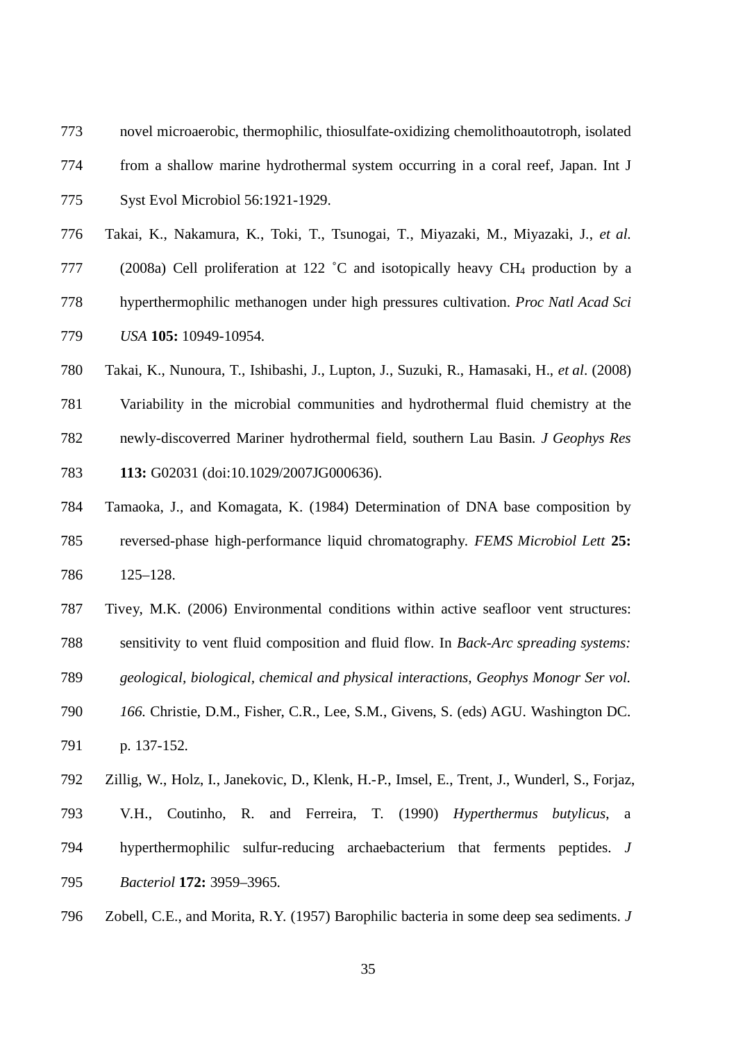novel microaerobic, thermophilic, thiosulfate-oxidizing chemolithoautotroph, isolated from a shallow marine hydrothermal system occurring in a coral reef, Japan. Int J Syst Evol Microbiol 56:1921-1929.

Takai, K., Nakamura, K., Toki, T., Tsunogai, T., Miyazaki, M., Miyazaki, J., *et al.* (2008a) Cell proliferation at 122 ˚C and isotopically heavy $CH_4$ production by a hyperthermophilic methanogen under high pressures cultivation. *Proc Natl Acad Sci USA* **105:** 10949-10954.

Takai, K., Nunoura, T., Ishibashi, J., Lupton, J., Suzuki, R., Hamasaki, H., *et al*. (2008) Variability in the microbial communities and hydrothermal fluid chemistry at the newly-discoverred Mariner hydrothermal field, southern Lau Basin. *J Geophys Res* **113:** G02031 (doi:10.1029/2007JG000636).

Tamaoka, J., and Komagata, K. (1984) Determination of DNA base composition by reversed-phase high-performance liquid chromatography. *FEMS Microbiol Lett* **25:** 125–128.

Tivey, M.K. (2006) Environmental conditions within active seafloor vent structures: sensitivity to vent fluid composition and fluid flow. In *Back-Arc spreading systems: geological, biological, chemical and physical interactions, Geophys Monogr Ser vol. 166.* Christie, D.M., Fisher, C.R., Lee, S.M., Givens, S. (eds) AGU. Washington DC. p. 137-152.

Zillig, W., Holz, I., Janekovic, D., Klenk, H.-P., Imsel, E., Trent, J., Wunderl, S., Forjaz, V.H., Coutinho, R. and Ferreira, T. (1990) *Hyperthermus butylicus*, a hyperthermophilic sulfur-reducing archaebacterium that ferments peptides. *J Bacteriol* **172:** 3959–3965.

Zobell, C.E., and Morita, R.Y. (1957) Barophilic bacteria in some deep sea sediments. *J*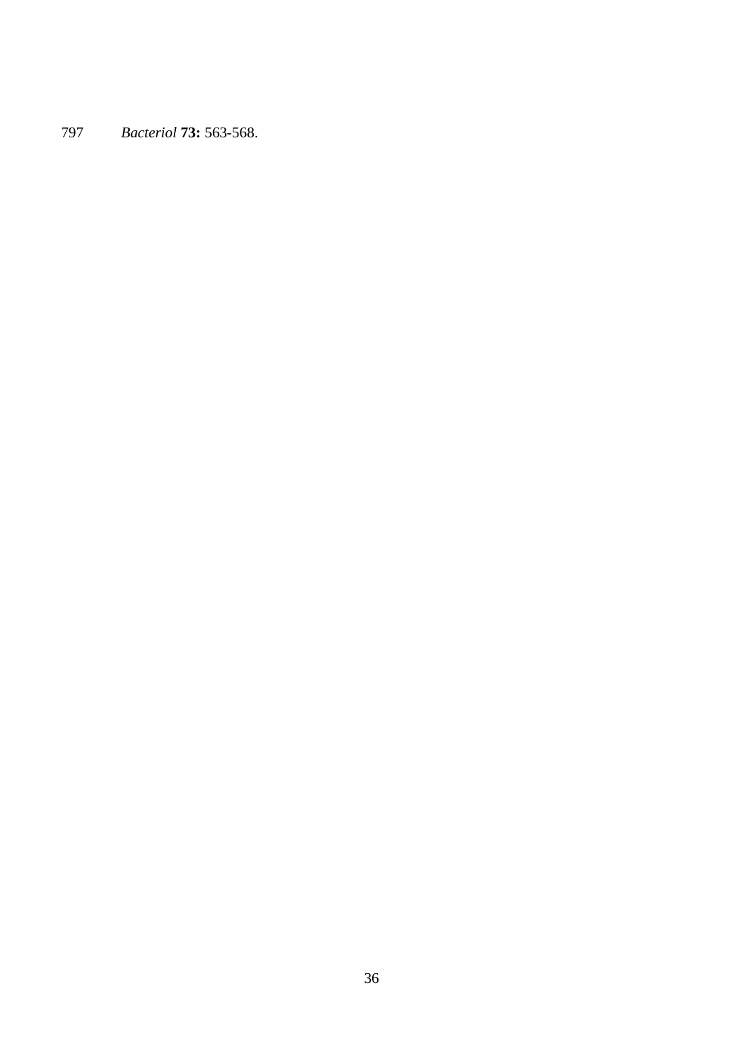797 *Bacteriol* **73:** 563-568.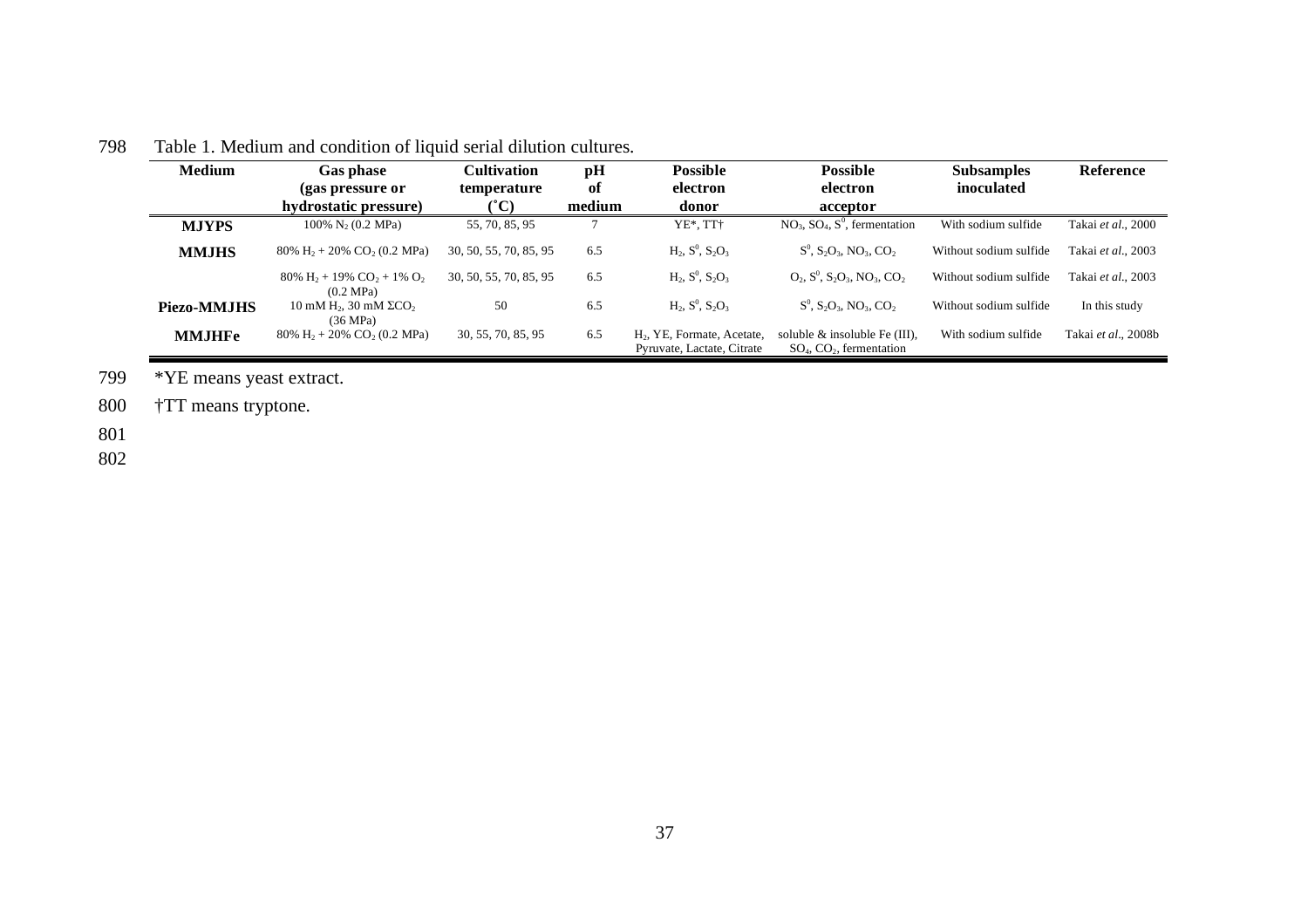Table 1. Medium and condition of liquid serial dilution cultures.

| Medium | Gas phase (gas pressure or hydrostatic pressure) | Cultivation temperature (˚C) | pH of medium | Possible electron donor | Possible electron acceptor | Subsamples inoculated | Reference |
|---|---|---|---|---|---|---|---|
| **MJYPS** | 100% $N_2$ (0.2 MPa) | 55, 70, 85, 95 | 7 | YE*, TT† | $NO_3$, $SO_4$, $S^0$, fermentation | With sodium sulfide | Takai *et al*., 2000 |
| **MMJHS** | 80% $H_2$ + 20% $CO_2$ (0.2 MPa) | 30, 50, 55, 70, 85, 95 | 6.5 | $H_2$, $S^0$, $S_2O_3$ | $S^0$, $S_2O_3$, $NO_3$, $CO_2$ | Without sodium sulfide | Takai *et al*., 2003 |
| | 80% $H_2$ + 19% $CO_2$ + 1% $O_2$ (0.2 MPa) | 30, 50, 55, 70, 85, 95 | 6.5 | $H_2$, $S^0$, $S_2O_3$ | $O_2$, $S^0$, $S_2O_3$, $NO_3$, $CO_2$ | Without sodium sulfide | Takai *et al*., 2003 |
| **Piezo-MMJHS** | 10 mM $H_2$, 30 mM $\Sigma CO_2$ (36 MPa) | 50 | 6.5 | $H_2$, $S^0$, $S_2O_3$ | $S^0$, $S_2O_3$, $NO_3$, $CO_2$ | Without sodium sulfide | In this study |
| **MMJHFe** | 80% $H_2$ + 20% $CO_2$ (0.2 MPa) | 30, 55, 70, 85, 95 | 6.5 | $H_2$, YE, Formate, Acetate, Pyruvate, Lactate, Citrate | soluble & insoluble Fe (III), $SO_4$, $CO_2$, fermentation | With sodium sulfide | Takai *et al*., 2008b |

*YE means yeast extract.

†TT means tryptone.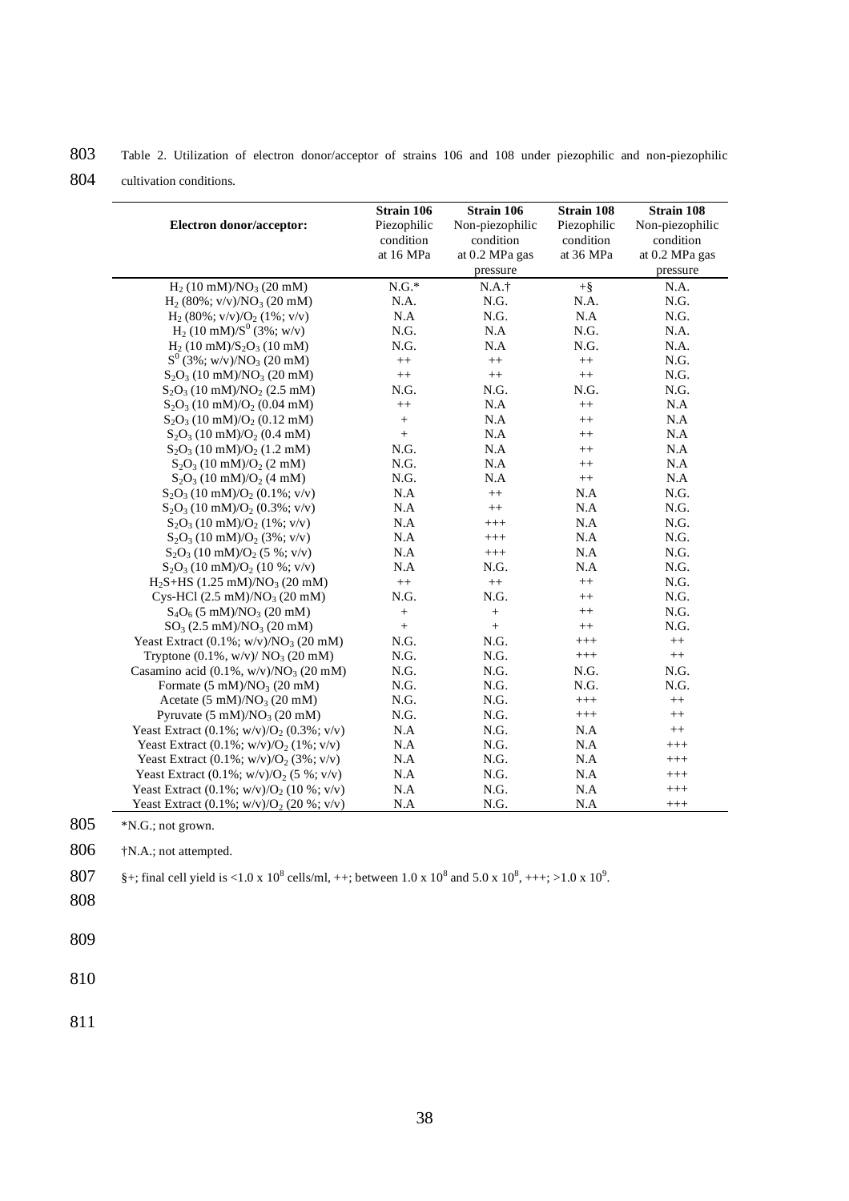Table 2. Utilization of electron donor/acceptor of strains 106 and 108 under piezophilic and non-piezophilic cultivation conditions.

| Electron donor/acceptor: | Strain 106 Piezophilic condition at 16 MPa | Strain 106 Non-piezophilic condition at 0.2 MPa gas pressure | Strain 108 Piezophilic condition at 36 MPa | Strain 108 Non-piezophilic condition at 0.2 MPa gas pressure |
|---|---|---|---|---|
| $H_2$ (10 mM)/$NO_3$ (20 mM) | N.G.* | N.A.† | +§ | N.A. |
| $H_2$ (80%; v/v)/$NO_3$ (20 mM) | N.A. | N.G. | N.A. | N.G. |
| $H_2$ (80%; v/v)/$O_2$ (1%; v/v) | N.A | N.G. | N.A | N.G. |
| $H_2$ (10 mM)/$S^0$ (3%; w/v) | N.G. | N.A | N.G. | N.A. |
| $H_2$ (10 mM)/$S_2O_3$ (10 mM) | N.G. | N.A | N.G. | N.A. |
| $S^0$ (3%; w/v)/$NO_3$ (20 mM) | ++ | ++ | ++ | N.G. |
| $S_2O_3$ (10 mM)/$NO_3$ (20 mM) | ++ | ++ | ++ | N.G. |
| $S_2O_3$ (10 mM)/$NO_2$ (2.5 mM) | N.G. | N.G. | N.G. | N.G. |
| $S_2O_3$ (10 mM)/$O_2$ (0.04 mM) | ++ | N.A | ++ | N.A |
| $S_2O_3$ (10 mM)/$O_2$ (0.12 mM) | + | N.A | ++ | N.A |
| $S_2O_3$ (10 mM)/$O_2$ (0.4 mM) | + | N.A | ++ | N.A |
| $S_2O_3$ (10 mM)/$O_2$ (1.2 mM) | N.G. | N.A | ++ | N.A |
| $S_2O_3$ (10 mM)/$O_2$ (2 mM) | N.G. | N.A | ++ | N.A |
| $S_2O_3$ (10 mM)/$O_2$ (4 mM) | N.G. | N.A | ++ | N.A |
| $S_2O_3$ (10 mM)/$O_2$ (0.1%; v/v) | N.A | ++ | N.A | N.G. |
| $S_2O_3$ (10 mM)/$O_2$ (0.3%; v/v) | N.A | ++ | N.A | N.G. |
| $S_2O_3$ (10 mM)/$O_2$ (1%; v/v) | N.A | +++ | N.A | N.G. |
| $S_2O_3$ (10 mM)/$O_2$ (3%; v/v) | N.A | +++ | N.A | N.G. |
| $S_2O_3$ (10 mM)/$O_2$ (5 %; v/v) | N.A | +++ | N.A | N.G. |
| $S_2O_3$ (10 mM)/$O_2$ (10 %; v/v) | N.A | N.G. | N.A | N.G. |
| $H_2S$+HS (1.25 mM)/$NO_3$ (20 mM) | ++ | ++ | ++ | N.G. |
| Cys-HCl (2.5 mM)/$NO_3$ (20 mM) | N.G. | N.G. | ++ | N.G. |
| $S_4O_6$ (5 mM)/$NO_3$ (20 mM) | + | + | ++ | N.G. |
| $SO_3$ (2.5 mM)/$NO_3$ (20 mM) | + | + | ++ | N.G. |
| Yeast Extract (0.1%; w/v)/$NO_3$ (20 mM) | N.G. | N.G. | +++ | ++ |
| Tryptone (0.1%, w/v)/ $NO_3$ (20 mM) | N.G. | N.G. | +++ | ++ |
| Casamino acid (0.1%, w/v)/$NO_3$ (20 mM) | N.G. | N.G. | N.G. | N.G. |
| Formate (5 mM)/$NO_3$ (20 mM) | N.G. | N.G. | N.G. | N.G. |
| Acetate (5 mM)/$NO_3$ (20 mM) | N.G. | N.G. | +++ | ++ |
| Pyruvate (5 mM)/$NO_3$ (20 mM) | N.G. | N.G. | +++ | ++ |
| Yeast Extract (0.1%; w/v)/$O_2$ (0.3%; v/v) | N.A | N.G. | N.A | ++ |
| Yeast Extract (0.1%; w/v)/$O_2$ (1%; v/v) | N.A | N.G. | N.A | +++ |
| Yeast Extract (0.1%; w/v)/$O_2$ (3%; v/v) | N.A | N.G. | N.A | +++ |
| Yeast Extract (0.1%; w/v)/$O_2$ (5 %; v/v) | N.A | N.G. | N.A | +++ |
| Yeast Extract (0.1%; w/v)/$O_2$ (10 %; v/v) | N.A | N.G. | N.A | +++ |
| Yeast Extract (0.1%; w/v)/$O_2$ (20 %; v/v) | N.A | N.G. | N.A | +++ |

*N.G.; not grown.

†N.A.; not attempted.

§+; final cell yield is <1.0 x $10^8$ cells/ml, ++; between 1.0 x $10^8$ and 5.0 x $10^8$, +++; >1.0 x $10^9$.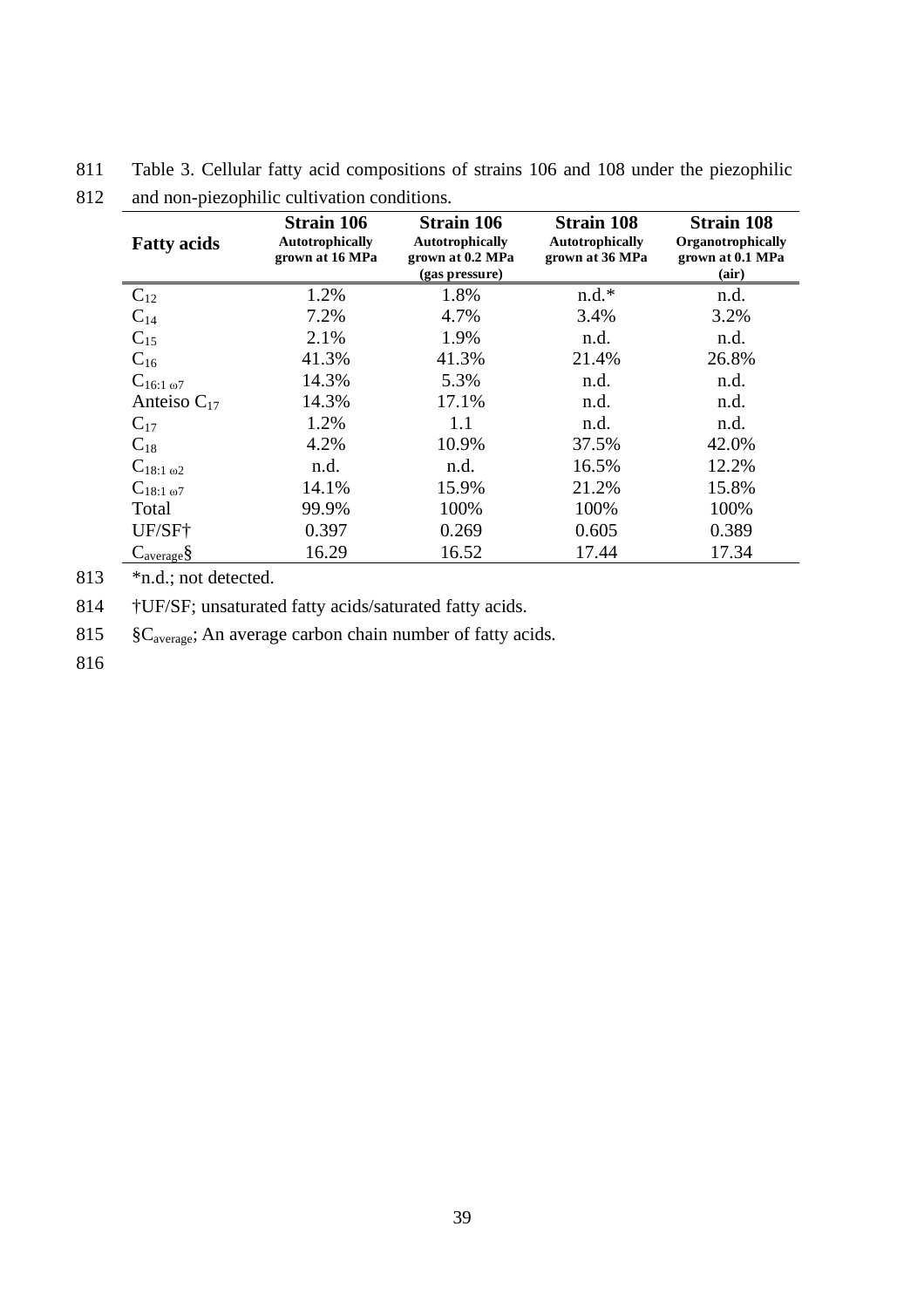Table 3. Cellular fatty acid compositions of strains 106 and 108 under the piezophilic and non-piezophilic cultivation conditions.

| Fatty acids | Strain 106 Autotrophically grown at 16 MPa | Strain 106 Autotrophically grown at 0.2 MPa (gas pressure) | Strain 108 Autotrophically grown at 36 MPa | Strain 108 Organotrophically grown at 0.1 MPa (air) |
|---|---|---|---|---|
| $C_{12}$ | 1.2% | 1.8% | n.d.* | n.d. |
| $C_{14}$ | 7.2% | 4.7% | 3.4% | 3.2% |
| $C_{15}$ | 2.1% | 1.9% | n.d. | n.d. |
| $C_{16}$ | 41.3% | 41.3% | 21.4% | 26.8% |
| $C_{16:1\ \omega7}$ | 14.3% | 5.3% | n.d. | n.d. |
| Anteiso $C_{17}$ | 14.3% | 17.1% | n.d. | n.d. |
| $C_{17}$ | 1.2% | 1.1 | n.d. | n.d. |
| $C_{18}$ | 4.2% | 10.9% | 37.5% | 42.0% |
| $C_{18:1\ \omega2}$ | n.d. | n.d. | 16.5% | 12.2% |
| $C_{18:1\ \omega7}$ | 14.1% | 15.9% | 21.2% | 15.8% |
| Total | 99.9% | 100% | 100% | 100% |
| UF/SF† | 0.397 | 0.269 | 0.605 | 0.389 |
| $C_{average}$§ | 16.29 | 16.52 | 17.44 | 17.34 |

*n.d.; not detected.

†UF/SF; unsaturated fatty acids/saturated fatty acids.

§$C_{average}$; An average carbon chain number of fatty acids.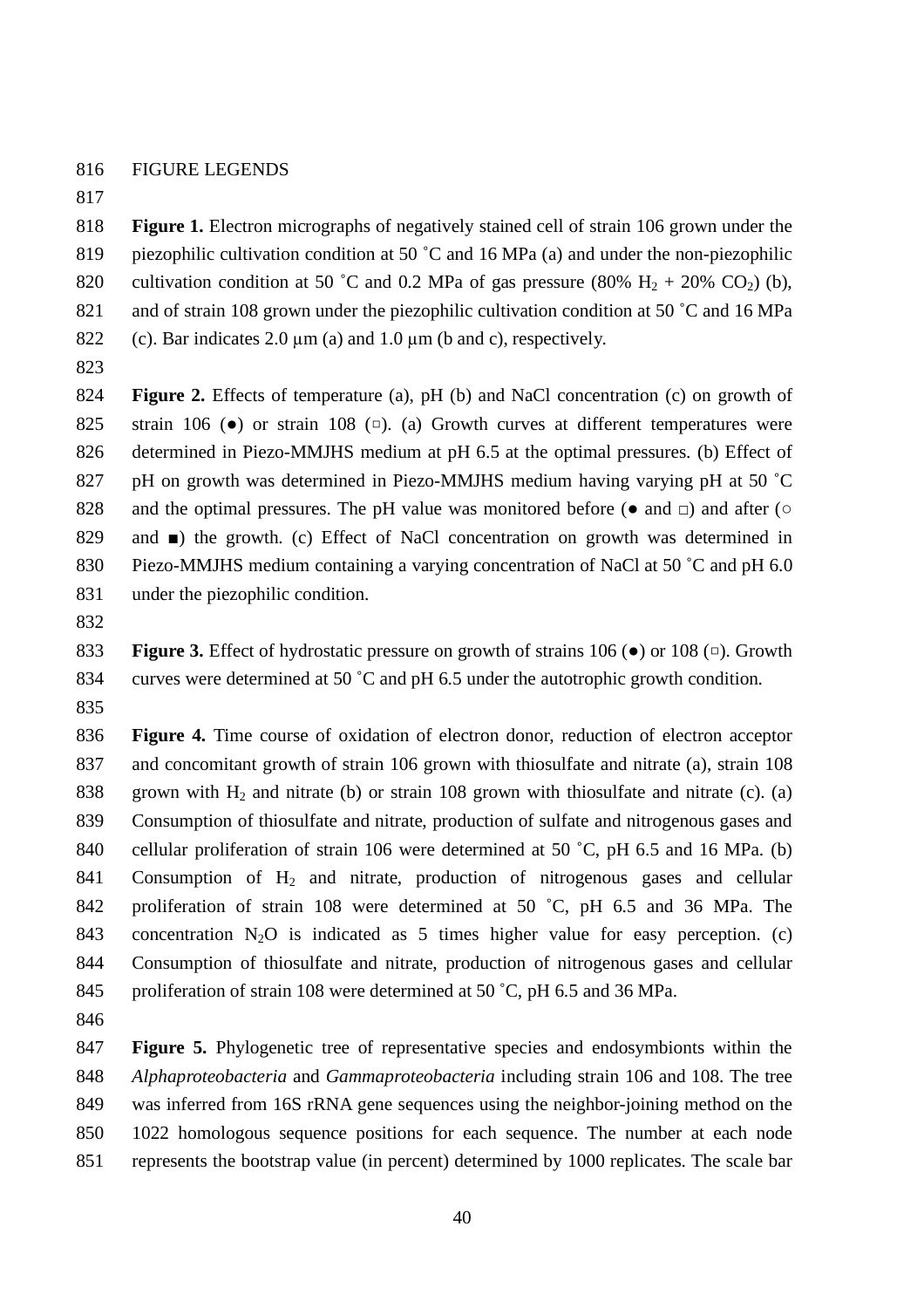## FIGURE LEGENDS

**Figure 1.** Electron micrographs of negatively stained cell of strain 106 grown under the piezophilic cultivation condition at 50 ˚C and 16 MPa (a) and under the non-piezophilic cultivation condition at 50 ˚C and 0.2 MPa of gas pressure (80% $H_2$ + 20% $CO_2$) (b), and of strain 108 grown under the piezophilic cultivation condition at 50 ˚C and 16 MPa (c). Bar indicates 2.0 μm (a) and 1.0 μm (b and c), respectively.

**Figure 2.** Effects of temperature (a), pH (b) and NaCl concentration (c) on growth of strain 106 (●) or strain 108 (□). (a) Growth curves at different temperatures were determined in Piezo-MMJHS medium at pH 6.5 at the optimal pressures. (b) Effect of pH on growth was determined in Piezo-MMJHS medium having varying pH at 50 ˚C and the optimal pressures. The pH value was monitored before (● and □) and after (○ and ■) the growth. (c) Effect of NaCl concentration on growth was determined in Piezo-MMJHS medium containing a varying concentration of NaCl at 50 ˚C and pH 6.0 under the piezophilic condition.

**Figure 3.** Effect of hydrostatic pressure on growth of strains 106 (●) or 108 (□). Growth curves were determined at 50 ˚C and pH 6.5 under the autotrophic growth condition.

**Figure 4.** Time course of oxidation of electron donor, reduction of electron acceptor and concomitant growth of strain 106 grown with thiosulfate and nitrate (a), strain 108 grown with $H_2$ and nitrate (b) or strain 108 grown with thiosulfate and nitrate (c). (a) Consumption of thiosulfate and nitrate, production of sulfate and nitrogenous gases and cellular proliferation of strain 106 were determined at 50 ˚C, pH 6.5 and 16 MPa. (b) Consumption of $H_2$ and nitrate, production of nitrogenous gases and cellular proliferation of strain 108 were determined at 50 ˚C, pH 6.5 and 36 MPa. The concentration $N_2O$ is indicated as 5 times higher value for easy perception. (c) Consumption of thiosulfate and nitrate, production of nitrogenous gases and cellular proliferation of strain 108 were determined at 50 ˚C, pH 6.5 and 36 MPa.

**Figure 5.** Phylogenetic tree of representative species and endosymbionts within the *Alphaproteobacteria* and *Gammaproteobacteria* including strain 106 and 108. The tree was inferred from 16S rRNA gene sequences using the neighbor-joining method on the 1022 homologous sequence positions for each sequence. The number at each node represents the bootstrap value (in percent) determined by 1000 replicates. The scale bar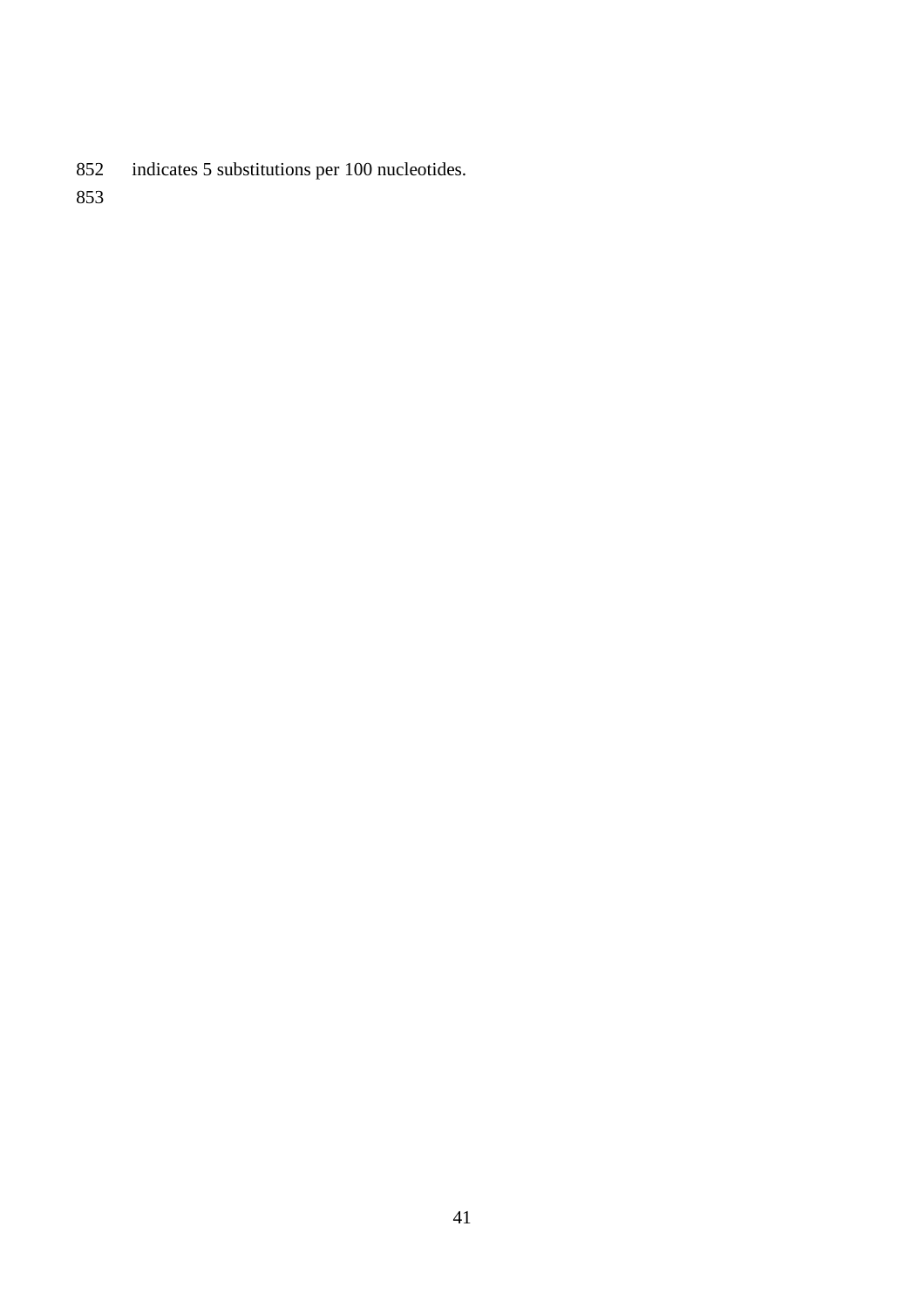indicates 5 substitutions per 100 nucleotides.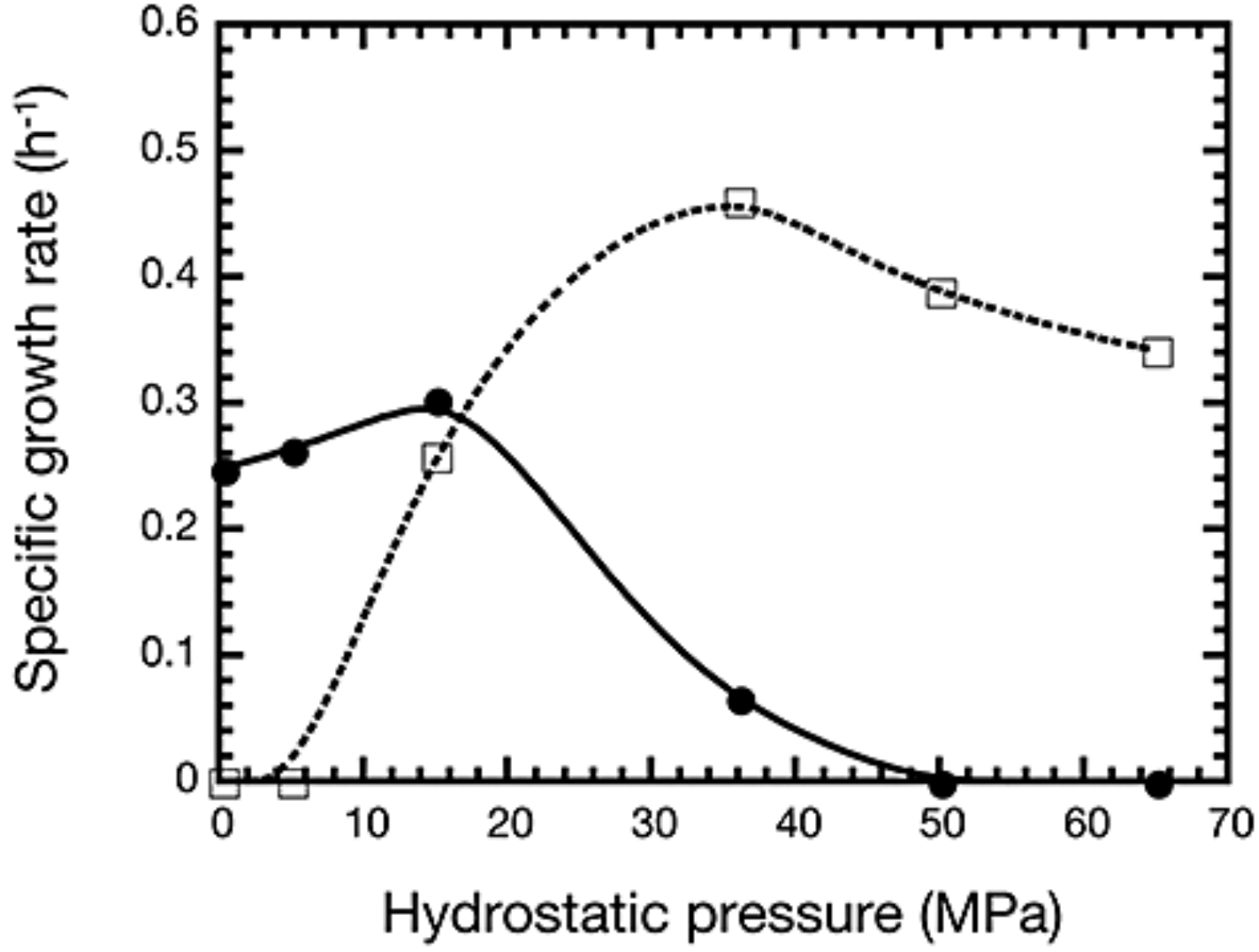Specific growth rate ($h^{-1}$)

Hydrostatic pressure (MPa)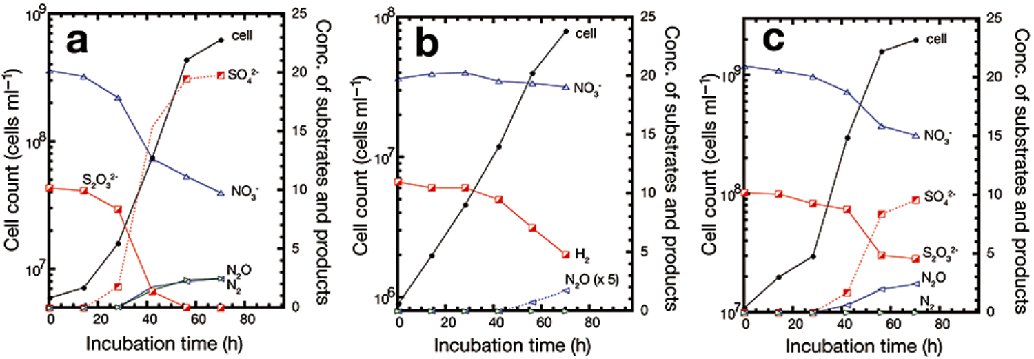**a**

Cell count (cells ml⁻¹) | Conc. of substrates and products

cell, $SO_4^{2-}$, $S_2O_3^{2-}$, $NO_3^-$, $N_2O$, $N_2$

Incubation time (h)

**b**

Cell count (cells ml⁻¹) | Conc. of substrates and products

cell, $NO_3^-$, $H_2$, $N_2O$ (x 5)

Incubation time (h)

**c**

Cell count (cells ml⁻¹) | Conc. of substrates and products

cell, $NO_3^-$, $SO_4^{2-}$, $S_2O_3^{2-}$, $N_2O$, $N_2$

Incubation time (h)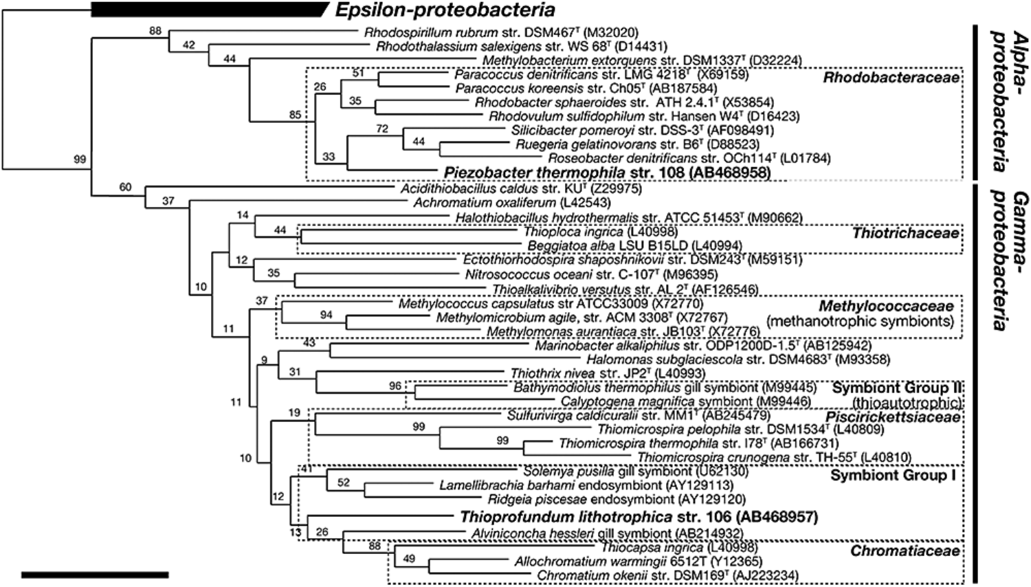Epsilon-proteobacteria

Alpha-proteobacteria

Gamma-proteobacteria

88

*Rhodospirillum rubrum* str. DSM467$^T$ (M32020)

42

*Rhodothalassium salexigens* str. WS 68$^T$ (D14431)

44

*Methylobacterium extorquens* str. DSM1337$^T$ (D32224)

*Rhodobacteraceae*

51

*Paracoccus denitrificans* str. LMG 4218$^T$ (X69159)

26

*Paracoccus koreensis* str. Ch05$^T$ (AB187584)

35

*Rhodobacter sphaeroides* str. ATH 2.4.1$^T$ (X53854)

85

*Rhodovulum sulfidophilum* str. Hansen W4$^T$ (D16423)

72

*Silicibacter pomeroyi* str. DSS-3$^T$ (AF098491)

44

*Ruegeria gelatinovorans* str. B6$^T$ (D88523)

33

*Roseobacter denitrificans* str. OCh114$^T$ (L01784)

**_Piezobacter thermophila_ str. 108 (AB468958)**

99

60

*Acidithiobacillus caldus* str. KU$^T$ (Z29975)

37

*Achromatium oxaliferum* (L42543)

14

*Halothiobacillus hydrothermalis* str. ATCC 51453$^T$ (M90662)

*Thiotrichaceae*

44

*Thioploca ingrica* (L40998)

*Beggiatoa alba* LSU B15LD (L40994)

12

*Ectothiorhodospira shaposhnikovii* str. DSM243$^T$ (M59151)

10

35

*Nitrosococcus oceani* str. C-107$^T$ (M96395)

*Thioalkalivibrio versutus* str. AL 2$^T$ (AF126546)

37

*Methylococcaceae* (methanotrophic symbionts)

*Methylococcus capsulatus* str ATCC33009 (X72770)

11

94

*Methylomicrobium agile*, str. ACM 3308$^T$ (X72767)

*Methylomonas aurantiaca* str. JB103$^T$ (X72776)

43

*Marinobacter alkaliphilus* str. ODP1200D-1.5$^T$ (AB125942)

9

*Halomonas subglaciescola* str. DSM4683$^T$ (M93358)

31

*Thiothrix nivea* str. JP2$^T$ (L40993)

Symbiont Group II (thioautotrophic)

96

*Bathymodiolus thermophilus* gill symbiont (M99445)

11

*Calyptogena magnifica* symbiont (M99446)

19

*Piscirickettsiaceae*

*Sulfurivirga caldicuralii* str. MM1$^T$ (AB245479)

99

*Thiomicrospira pelophila* str. DSM1534$^T$ (L40809)

99

*Thiomicrospira thermophila* str. I78$^T$ (AB166731)

10

*Thiomicrospira crunogena* str. TH-55$^T$ (L40810)

Symbiont Group I

41

*Solemya pusilla* gill symbiont (U62130)

52

*Lamellibrachia barhami* endosymbiont (AY129113)

12

*Ridgeia piscesae* endosymbiont (AY129120)

**_Thioprofundum lithotrophica_ str. 106 (AB468957)**

13

26

*Alviniconcha hessleri* gill symbiont (AB214932)

*Chromatiaceae*

88

*Thiocapsa ingrica* (L40998)

49

*Allochromatium warmingii* 6512T (Y12365)

*Chromatium okenii* str. DSM169$^T$ (AJ223234)